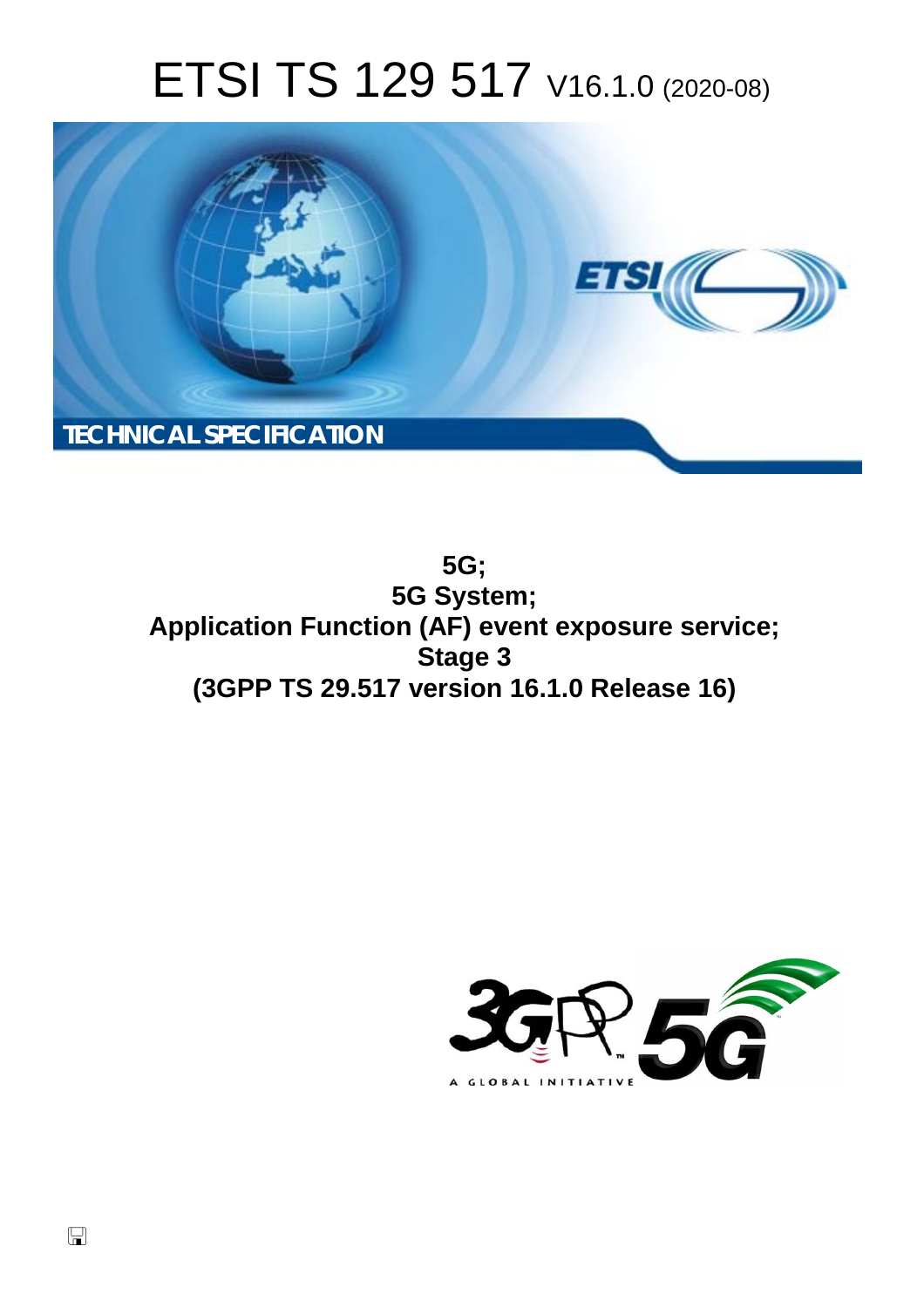# ETSI TS 129 517 V16.1.0 (2020-08)

TECHNICAL SPECIFICATION

**5G;**
**5G System;**
**Application Function (AF) event exposure service;**
**Stage 3**
**(3GPP TS 29.517 version 16.1.0 Release 16)**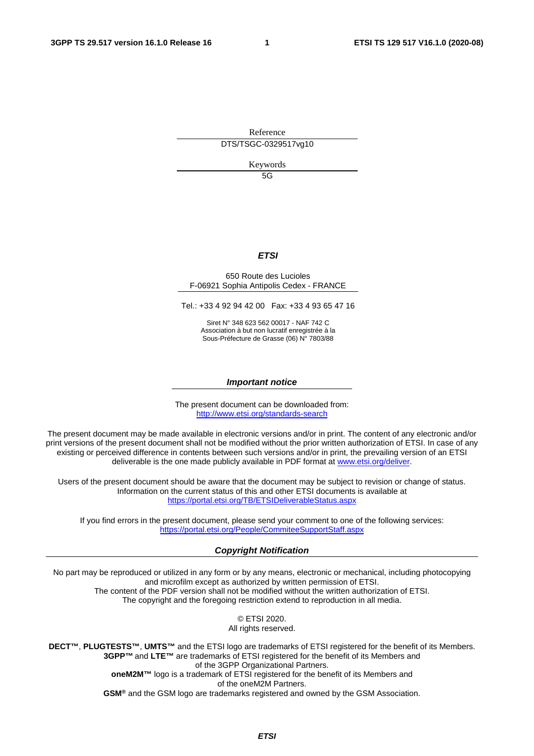Reference

DTS/TSGC-0329517vg10

Keywords

5G

***ETSI***

650 Route des Lucioles
F-06921 Sophia Antipolis Cedex - FRANCE

Tel.: +33 4 92 94 42 00   Fax: +33 4 93 65 47 16

Siret N° 348 623 562 00017 - NAF 742 C
Association à but non lucratif enregistrée à la
Sous-Préfecture de Grasse (06) N° 7803/88

***Important notice***

The present document can be downloaded from:
http://www.etsi.org/standards-search

The present document may be made available in electronic versions and/or in print. The content of any electronic and/or print versions of the present document shall not be modified without the prior written authorization of ETSI. In case of any existing or perceived difference in contents between such versions and/or in print, the prevailing version of an ETSI deliverable is the one made publicly available in PDF format at www.etsi.org/deliver.

Users of the present document should be aware that the document may be subject to revision or change of status. Information on the current status of this and other ETSI documents is available at https://portal.etsi.org/TB/ETSIDeliverableStatus.aspx

If you find errors in the present document, please send your comment to one of the following services:
https://portal.etsi.org/People/CommiteeSupportStaff.aspx

***Copyright Notification***

No part may be reproduced or utilized in any form or by any means, electronic or mechanical, including photocopying and microfilm except as authorized by written permission of ETSI.
The content of the PDF version shall not be modified without the written authorization of ETSI.
The copyright and the foregoing restriction extend to reproduction in all media.

© ETSI 2020.
All rights reserved.

**DECT™**, **PLUGTESTS™**, **UMTS™** and the ETSI logo are trademarks of ETSI registered for the benefit of its Members.
**3GPP™** and **LTE™** are trademarks of ETSI registered for the benefit of its Members and of the 3GPP Organizational Partners.
**oneM2M™** logo is a trademark of ETSI registered for the benefit of its Members and of the oneM2M Partners.
**GSM®** and the GSM logo are trademarks registered and owned by the GSM Association.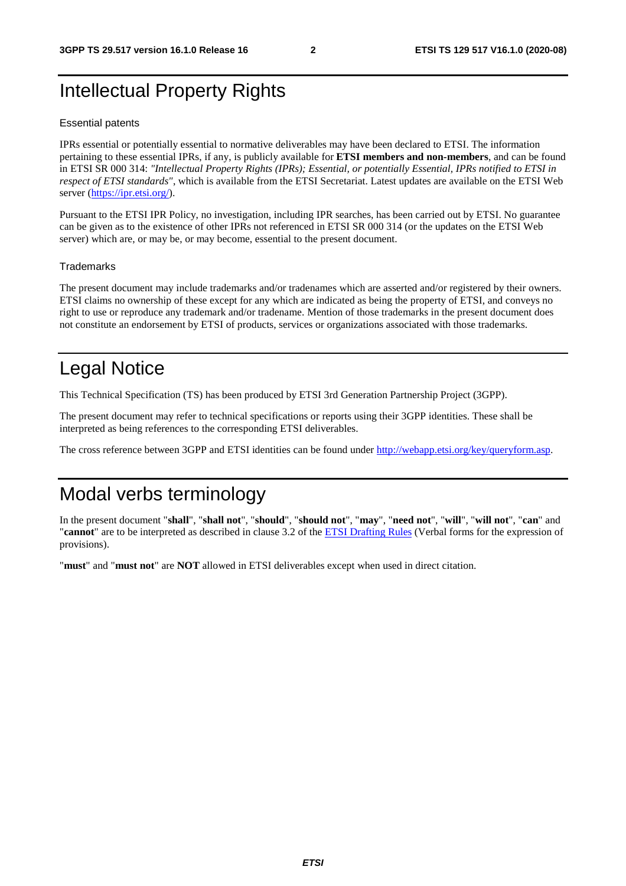# Intellectual Property Rights

## Essential patents

IPRs essential or potentially essential to normative deliverables may have been declared to ETSI. The information pertaining to these essential IPRs, if any, is publicly available for **ETSI members and non-members**, and can be found in ETSI SR 000 314: *"Intellectual Property Rights (IPRs); Essential, or potentially Essential, IPRs notified to ETSI in respect of ETSI standards"*, which is available from the ETSI Secretariat. Latest updates are available on the ETSI Web server (https://ipr.etsi.org/).

Pursuant to the ETSI IPR Policy, no investigation, including IPR searches, has been carried out by ETSI. No guarantee can be given as to the existence of other IPRs not referenced in ETSI SR 000 314 (or the updates on the ETSI Web server) which are, or may be, or may become, essential to the present document.

## Trademarks

The present document may include trademarks and/or tradenames which are asserted and/or registered by their owners. ETSI claims no ownership of these except for any which are indicated as being the property of ETSI, and conveys no right to use or reproduce any trademark and/or tradename. Mention of those trademarks in the present document does not constitute an endorsement by ETSI of products, services or organizations associated with those trademarks.

# Legal Notice

This Technical Specification (TS) has been produced by ETSI 3rd Generation Partnership Project (3GPP).

The present document may refer to technical specifications or reports using their 3GPP identities. These shall be interpreted as being references to the corresponding ETSI deliverables.

The cross reference between 3GPP and ETSI identities can be found under http://webapp.etsi.org/key/queryform.asp.

# Modal verbs terminology

In the present document "**shall**", "**shall not**", "**should**", "**should not**", "**may**", "**need not**", "**will**", "**will not**", "**can**" and "**cannot**" are to be interpreted as described in clause 3.2 of the ETSI Drafting Rules (Verbal forms for the expression of provisions).

"**must**" and "**must not**" are **NOT** allowed in ETSI deliverables except when used in direct citation.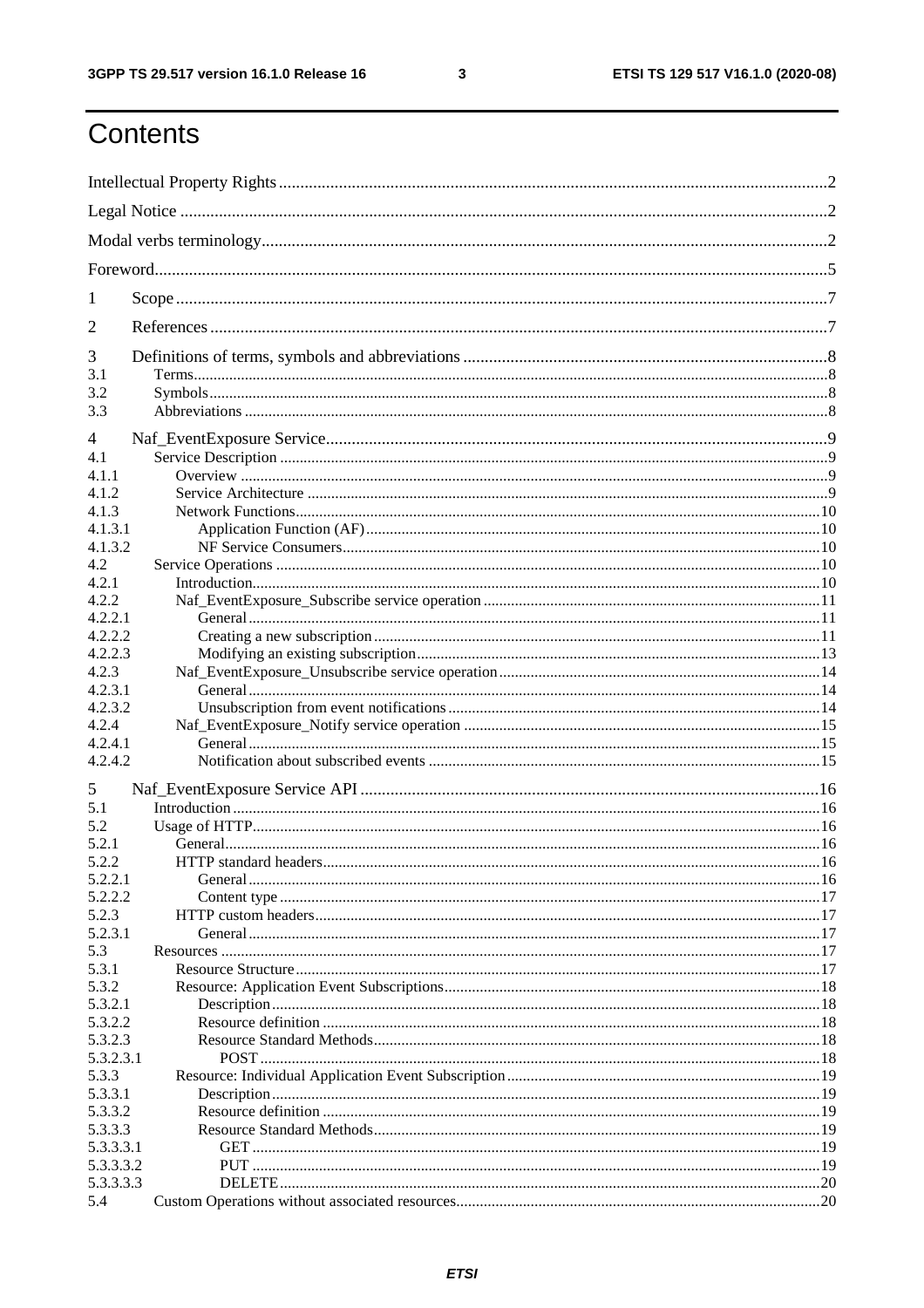# Contents

Intellectual Property Rights ..... 2

Legal Notice ..... 2

Modal verbs terminology ..... 2

Foreword ..... 5

1 Scope ..... 7

2 References ..... 7

3 Definitions of terms, symbols and abbreviations ..... 8
- 3.1 Terms ..... 8
- 3.2 Symbols ..... 8
- 3.3 Abbreviations ..... 8

4 Naf_EventExposure Service ..... 9
- 4.1 Service Description ..... 9
- 4.1.1 Overview ..... 9
- 4.1.2 Service Architecture ..... 9
- 4.1.3 Network Functions ..... 10
- 4.1.3.1 Application Function (AF) ..... 10
- 4.1.3.2 NF Service Consumers ..... 10
- 4.2 Service Operations ..... 10
- 4.2.1 Introduction ..... 10
- 4.2.2 Naf_EventExposure_Subscribe service operation ..... 11
- 4.2.2.1 General ..... 11
- 4.2.2.2 Creating a new subscription ..... 11
- 4.2.2.3 Modifying an existing subscription ..... 13
- 4.2.3 Naf_EventExposure_Unsubscribe service operation ..... 14
- 4.2.3.1 General ..... 14
- 4.2.3.2 Unsubscription from event notifications ..... 14
- 4.2.4 Naf_EventExposure_Notify service operation ..... 15
- 4.2.4.1 General ..... 15
- 4.2.4.2 Notification about subscribed events ..... 15

5 Naf_EventExposure Service API ..... 16
- 5.1 Introduction ..... 16
- 5.2 Usage of HTTP ..... 16
- 5.2.1 General ..... 16
- 5.2.2 HTTP standard headers ..... 16
- 5.2.2.1 General ..... 16
- 5.2.2.2 Content type ..... 17
- 5.2.3 HTTP custom headers ..... 17
- 5.2.3.1 General ..... 17
- 5.3 Resources ..... 17
- 5.3.1 Resource Structure ..... 17
- 5.3.2 Resource: Application Event Subscriptions ..... 18
- 5.3.2.1 Description ..... 18
- 5.3.2.2 Resource definition ..... 18
- 5.3.2.3 Resource Standard Methods ..... 18
- 5.3.2.3.1 POST ..... 18
- 5.3.3 Resource: Individual Application Event Subscription ..... 19
- 5.3.3.1 Description ..... 19
- 5.3.3.2 Resource definition ..... 19
- 5.3.3.3 Resource Standard Methods ..... 19
- 5.3.3.3.1 GET ..... 19
- 5.3.3.3.2 PUT ..... 19
- 5.3.3.3.3 DELETE ..... 20
- 5.4 Custom Operations without associated resources ..... 20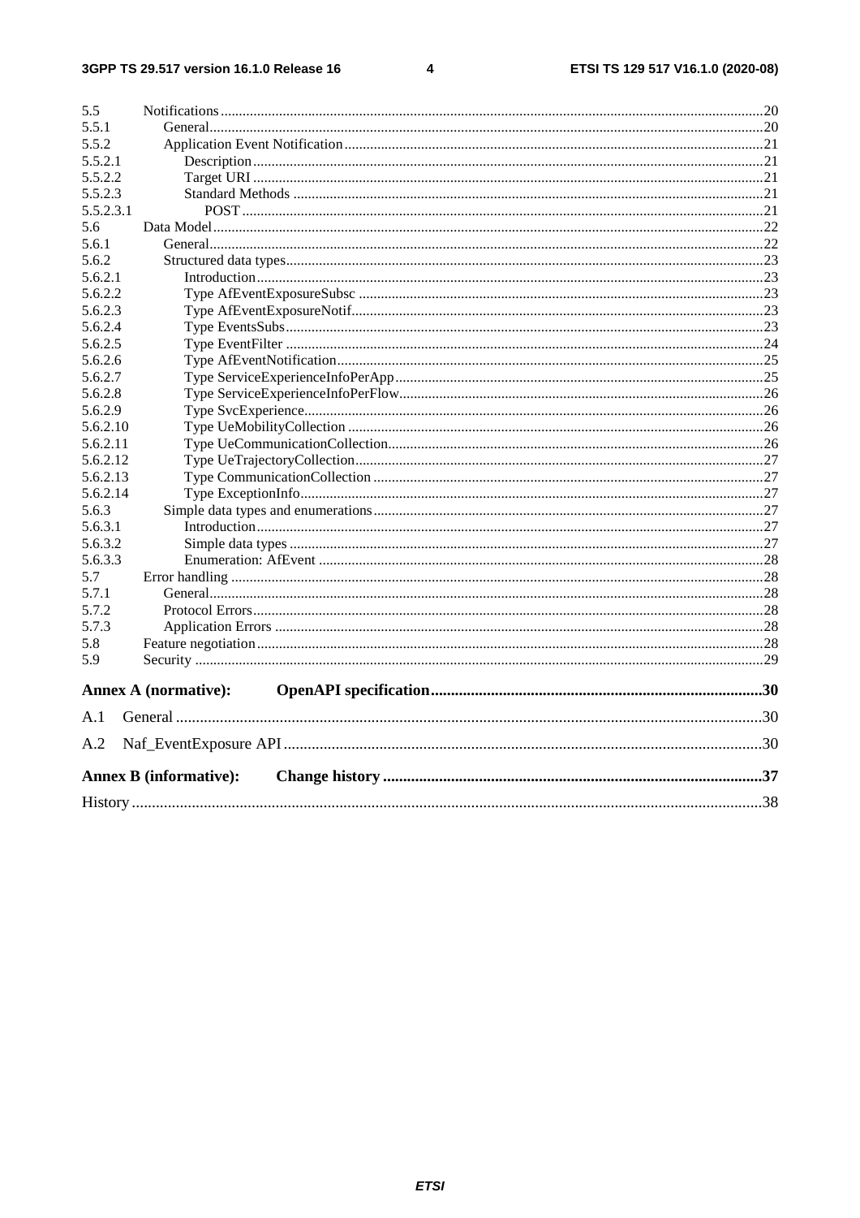5.5 Notifications .......... 20
5.5.1 General .......... 20
5.5.2 Application Event Notification .......... 21
5.5.2.1 Description .......... 21
5.5.2.2 Target URI .......... 21
5.5.2.3 Standard Methods .......... 21
5.5.2.3.1 POST .......... 21
5.6 Data Model .......... 22
5.6.1 General .......... 22
5.6.2 Structured data types .......... 23
5.6.2.1 Introduction .......... 23
5.6.2.2 Type AfEventExposureSubsc .......... 23
5.6.2.3 Type AfEventExposureNotif .......... 23
5.6.2.4 Type EventsSubs .......... 23
5.6.2.5 Type EventFilter .......... 24
5.6.2.6 Type AfEventNotification .......... 25
5.6.2.7 Type ServiceExperienceInfoPerApp .......... 25
5.6.2.8 Type ServiceExperienceInfoPerFlow .......... 26
5.6.2.9 Type SvcExperience .......... 26
5.6.2.10 Type UeMobilityCollection .......... 26
5.6.2.11 Type UeCommunicationCollection .......... 26
5.6.2.12 Type UeTrajectoryCollection .......... 27
5.6.2.13 Type CommunicationCollection .......... 27
5.6.2.14 Type ExceptionInfo .......... 27
5.6.3 Simple data types and enumerations .......... 27
5.6.3.1 Introduction .......... 27
5.6.3.2 Simple data types .......... 27
5.6.3.3 Enumeration: AfEvent .......... 28
5.7 Error handling .......... 28
5.7.1 General .......... 28
5.7.2 Protocol Errors .......... 28
5.7.3 Application Errors .......... 28
5.8 Feature negotiation .......... 28
5.9 Security .......... 29

**Annex A (normative): OpenAPI specification .......... 30**

A.1 General .......... 30

A.2 Naf_EventExposure API .......... 30

**Annex B (informative): Change history .......... 37**

History .......... 38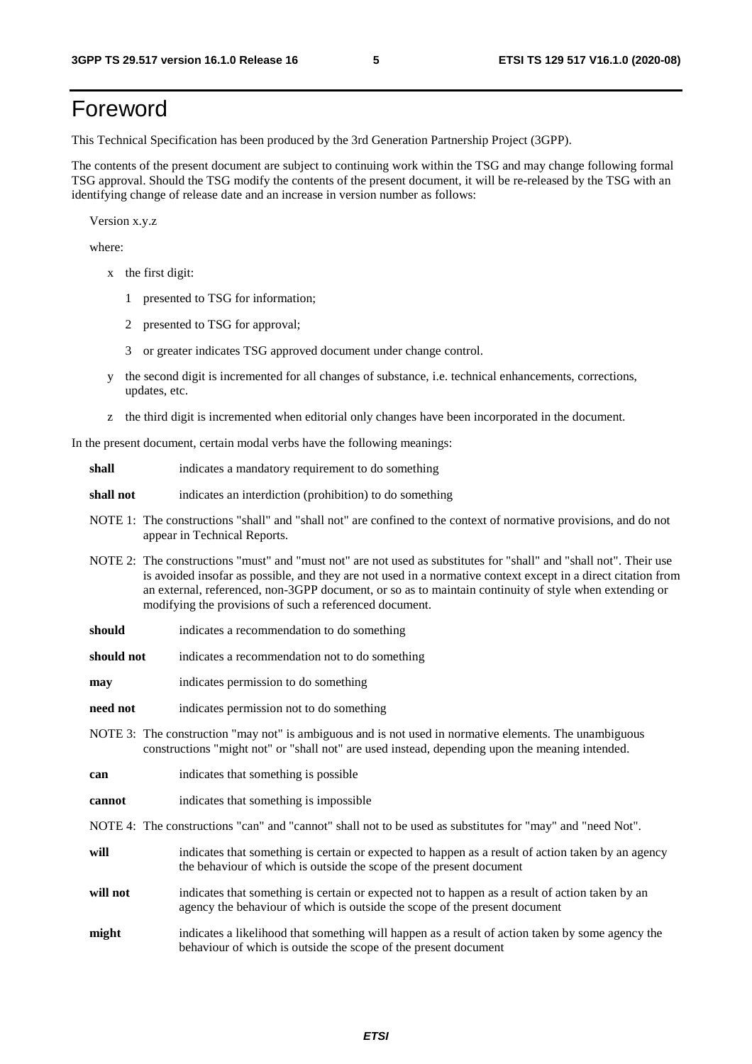# Foreword

This Technical Specification has been produced by the 3rd Generation Partnership Project (3GPP).

The contents of the present document are subject to continuing work within the TSG and may change following formal TSG approval. Should the TSG modify the contents of the present document, it will be re-released by the TSG with an identifying change of release date and an increase in version number as follows:

Version x.y.z

where:

- x the first digit:
  - 1 presented to TSG for information;
  - 2 presented to TSG for approval;
  - 3 or greater indicates TSG approved document under change control.
- y the second digit is incremented for all changes of substance, i.e. technical enhancements, corrections, updates, etc.
- z the third digit is incremented when editorial only changes have been incorporated in the document.

In the present document, certain modal verbs have the following meanings:

**shall** indicates a mandatory requirement to do something

**shall not** indicates an interdiction (prohibition) to do something

NOTE 1: The constructions "shall" and "shall not" are confined to the context of normative provisions, and do not appear in Technical Reports.

NOTE 2: The constructions "must" and "must not" are not used as substitutes for "shall" and "shall not". Their use is avoided insofar as possible, and they are not used in a normative context except in a direct citation from an external, referenced, non-3GPP document, or so as to maintain continuity of style when extending or modifying the provisions of such a referenced document.

**should** indicates a recommendation to do something

**should not** indicates a recommendation not to do something

**may** indicates permission to do something

**need not** indicates permission not to do something

NOTE 3: The construction "may not" is ambiguous and is not used in normative elements. The unambiguous constructions "might not" or "shall not" are used instead, depending upon the meaning intended.

**can** indicates that something is possible

**cannot** indicates that something is impossible

NOTE 4: The constructions "can" and "cannot" shall not to be used as substitutes for "may" and "need Not".

**will** indicates that something is certain or expected to happen as a result of action taken by an agency the behaviour of which is outside the scope of the present document

**will not** indicates that something is certain or expected not to happen as a result of action taken by an agency the behaviour of which is outside the scope of the present document

**might** indicates a likelihood that something will happen as a result of action taken by some agency the behaviour of which is outside the scope of the present document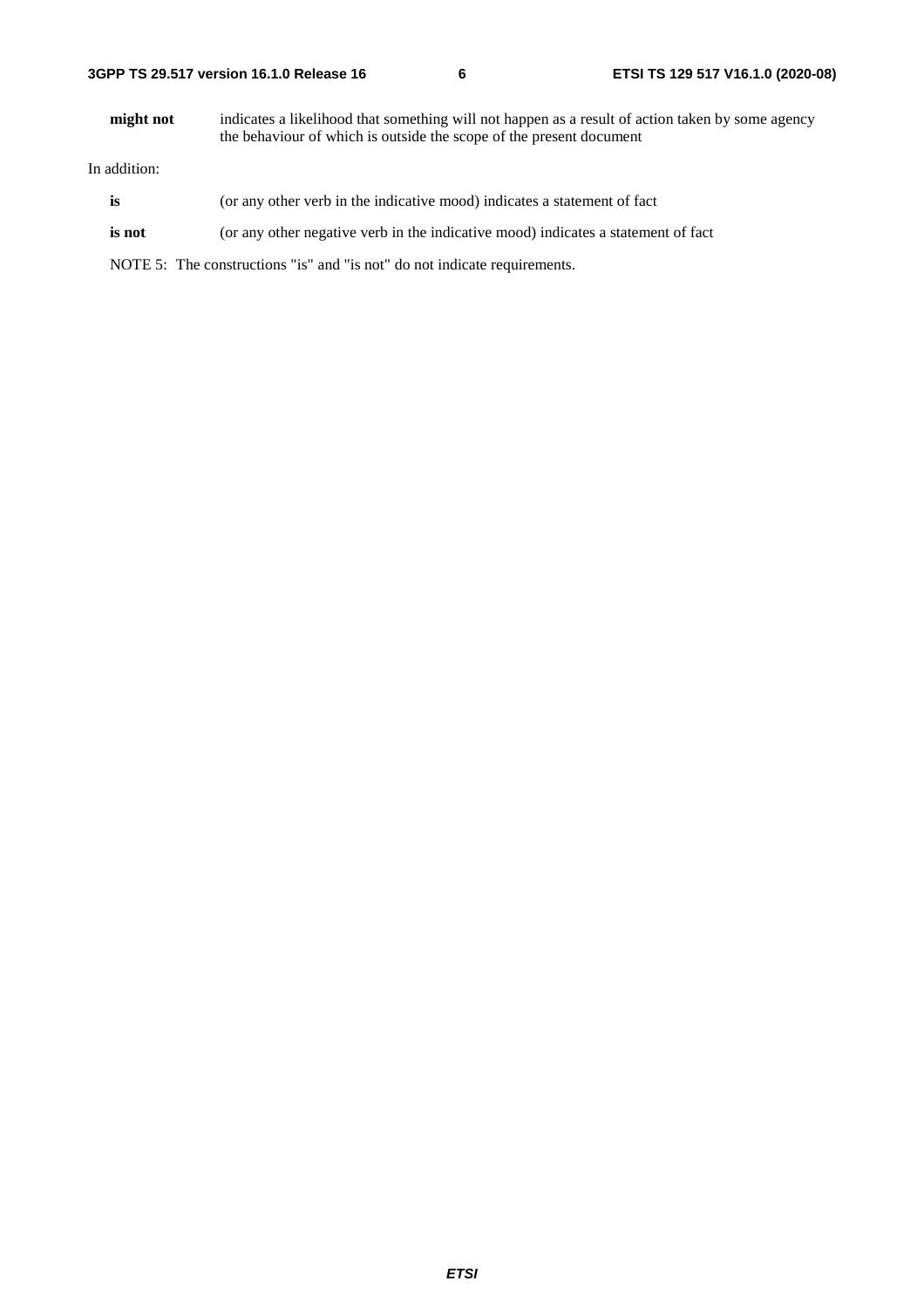**might not** indicates a likelihood that something will not happen as a result of action taken by some agency the behaviour of which is outside the scope of the present document

In addition:

**is** (or any other verb in the indicative mood) indicates a statement of fact

**is not** (or any other negative verb in the indicative mood) indicates a statement of fact

NOTE 5: The constructions "is" and "is not" do not indicate requirements.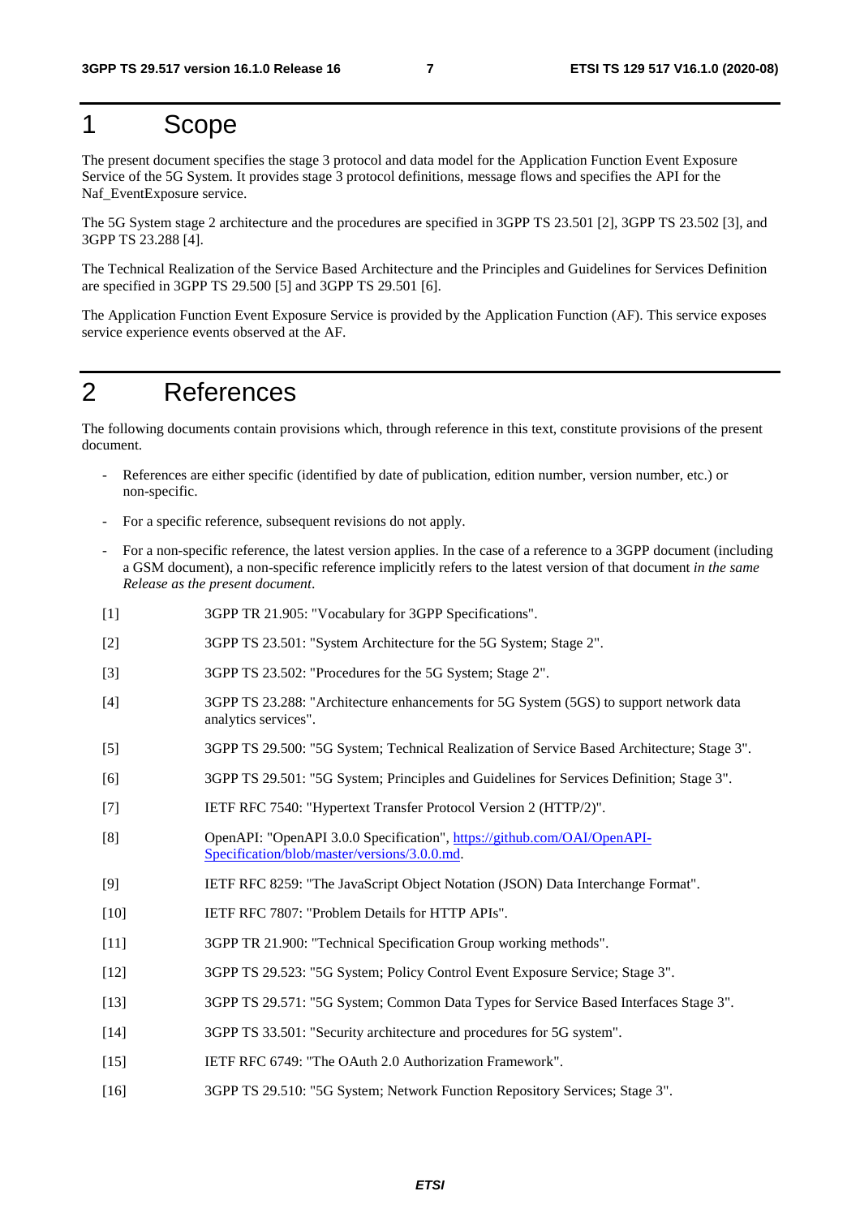# 1 Scope

The present document specifies the stage 3 protocol and data model for the Application Function Event Exposure Service of the 5G System. It provides stage 3 protocol definitions, message flows and specifies the API for the Naf_EventExposure service.

The 5G System stage 2 architecture and the procedures are specified in 3GPP TS 23.501 [2], 3GPP TS 23.502 [3], and 3GPP TS 23.288 [4].

The Technical Realization of the Service Based Architecture and the Principles and Guidelines for Services Definition are specified in 3GPP TS 29.500 [5] and 3GPP TS 29.501 [6].

The Application Function Event Exposure Service is provided by the Application Function (AF). This service exposes service experience events observed at the AF.

# 2 References

The following documents contain provisions which, through reference in this text, constitute provisions of the present document.

- References are either specific (identified by date of publication, edition number, version number, etc.) or non-specific.
- For a specific reference, subsequent revisions do not apply.
- For a non-specific reference, the latest version applies. In the case of a reference to a 3GPP document (including a GSM document), a non-specific reference implicitly refers to the latest version of that document *in the same Release as the present document*.

[1] 3GPP TR 21.905: "Vocabulary for 3GPP Specifications".

[2] 3GPP TS 23.501: "System Architecture for the 5G System; Stage 2".

[3] 3GPP TS 23.502: "Procedures for the 5G System; Stage 2".

[4] 3GPP TS 23.288: "Architecture enhancements for 5G System (5GS) to support network data analytics services".

[5] 3GPP TS 29.500: "5G System; Technical Realization of Service Based Architecture; Stage 3".

[6] 3GPP TS 29.501: "5G System; Principles and Guidelines for Services Definition; Stage 3".

[7] IETF RFC 7540: "Hypertext Transfer Protocol Version 2 (HTTP/2)".

[8] OpenAPI: "OpenAPI 3.0.0 Specification", https://github.com/OAI/OpenAPI-Specification/blob/master/versions/3.0.0.md.

[9] IETF RFC 8259: "The JavaScript Object Notation (JSON) Data Interchange Format".

[10] IETF RFC 7807: "Problem Details for HTTP APIs".

[11] 3GPP TR 21.900: "Technical Specification Group working methods".

[12] 3GPP TS 29.523: "5G System; Policy Control Event Exposure Service; Stage 3".

[13] 3GPP TS 29.571: "5G System; Common Data Types for Service Based Interfaces Stage 3".

[14] 3GPP TS 33.501: "Security architecture and procedures for 5G system".

[15] IETF RFC 6749: "The OAuth 2.0 Authorization Framework".

[16] 3GPP TS 29.510: "5G System; Network Function Repository Services; Stage 3".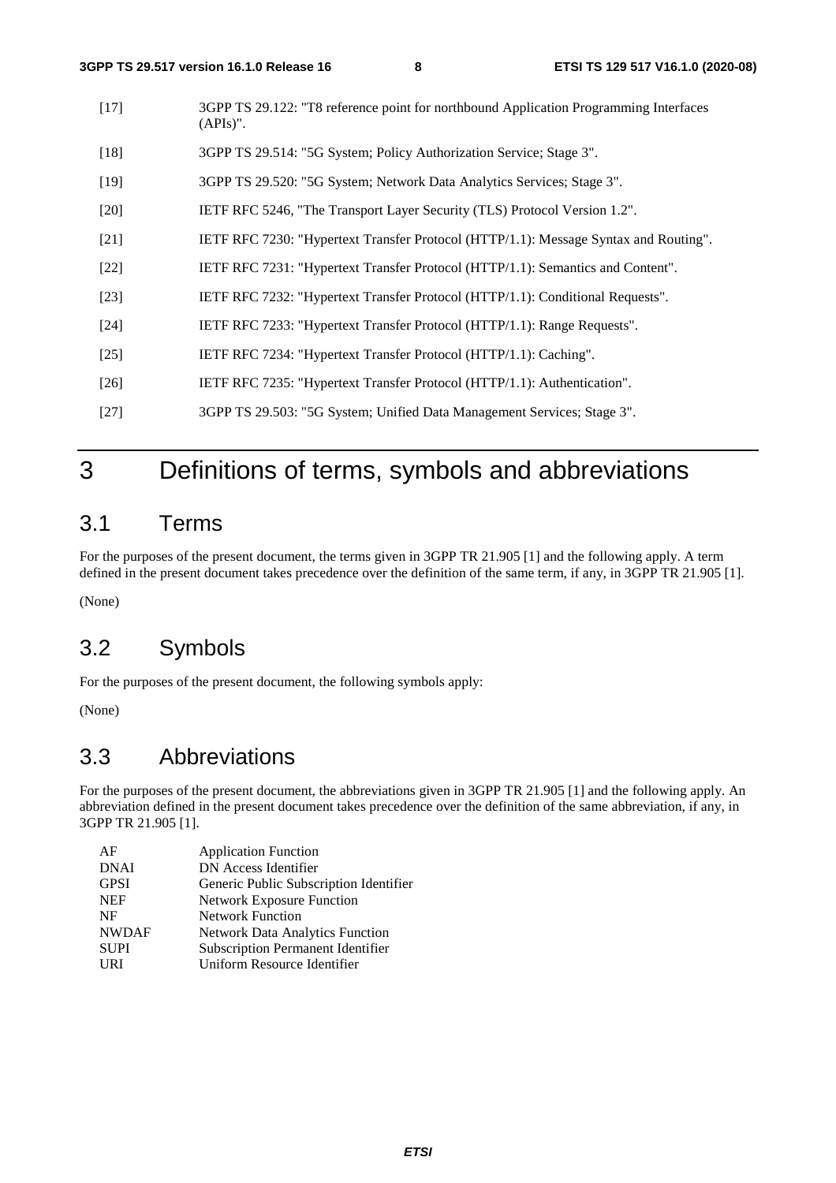[17] 3GPP TS 29.122: "T8 reference point for northbound Application Programming Interfaces (APIs)".

[18] 3GPP TS 29.514: "5G System; Policy Authorization Service; Stage 3".

[19] 3GPP TS 29.520: "5G System; Network Data Analytics Services; Stage 3".

[20] IETF RFC 5246, "The Transport Layer Security (TLS) Protocol Version 1.2".

[21] IETF RFC 7230: "Hypertext Transfer Protocol (HTTP/1.1): Message Syntax and Routing".

[22] IETF RFC 7231: "Hypertext Transfer Protocol (HTTP/1.1): Semantics and Content".

[23] IETF RFC 7232: "Hypertext Transfer Protocol (HTTP/1.1): Conditional Requests".

[24] IETF RFC 7233: "Hypertext Transfer Protocol (HTTP/1.1): Range Requests".

[25] IETF RFC 7234: "Hypertext Transfer Protocol (HTTP/1.1): Caching".

[26] IETF RFC 7235: "Hypertext Transfer Protocol (HTTP/1.1): Authentication".

[27] 3GPP TS 29.503: "5G System; Unified Data Management Services; Stage 3".

# 3 Definitions of terms, symbols and abbreviations

## 3.1 Terms

For the purposes of the present document, the terms given in 3GPP TR 21.905 [1] and the following apply. A term defined in the present document takes precedence over the definition of the same term, if any, in 3GPP TR 21.905 [1].

(None)

## 3.2 Symbols

For the purposes of the present document, the following symbols apply:

(None)

## 3.3 Abbreviations

For the purposes of the present document, the abbreviations given in 3GPP TR 21.905 [1] and the following apply. An abbreviation defined in the present document takes precedence over the definition of the same abbreviation, if any, in 3GPP TR 21.905 [1].

AF Application Function
DNAI DN Access Identifier
GPSI Generic Public Subscription Identifier
NEF Network Exposure Function
NF Network Function
NWDAF Network Data Analytics Function
SUPI Subscription Permanent Identifier
URI Uniform Resource Identifier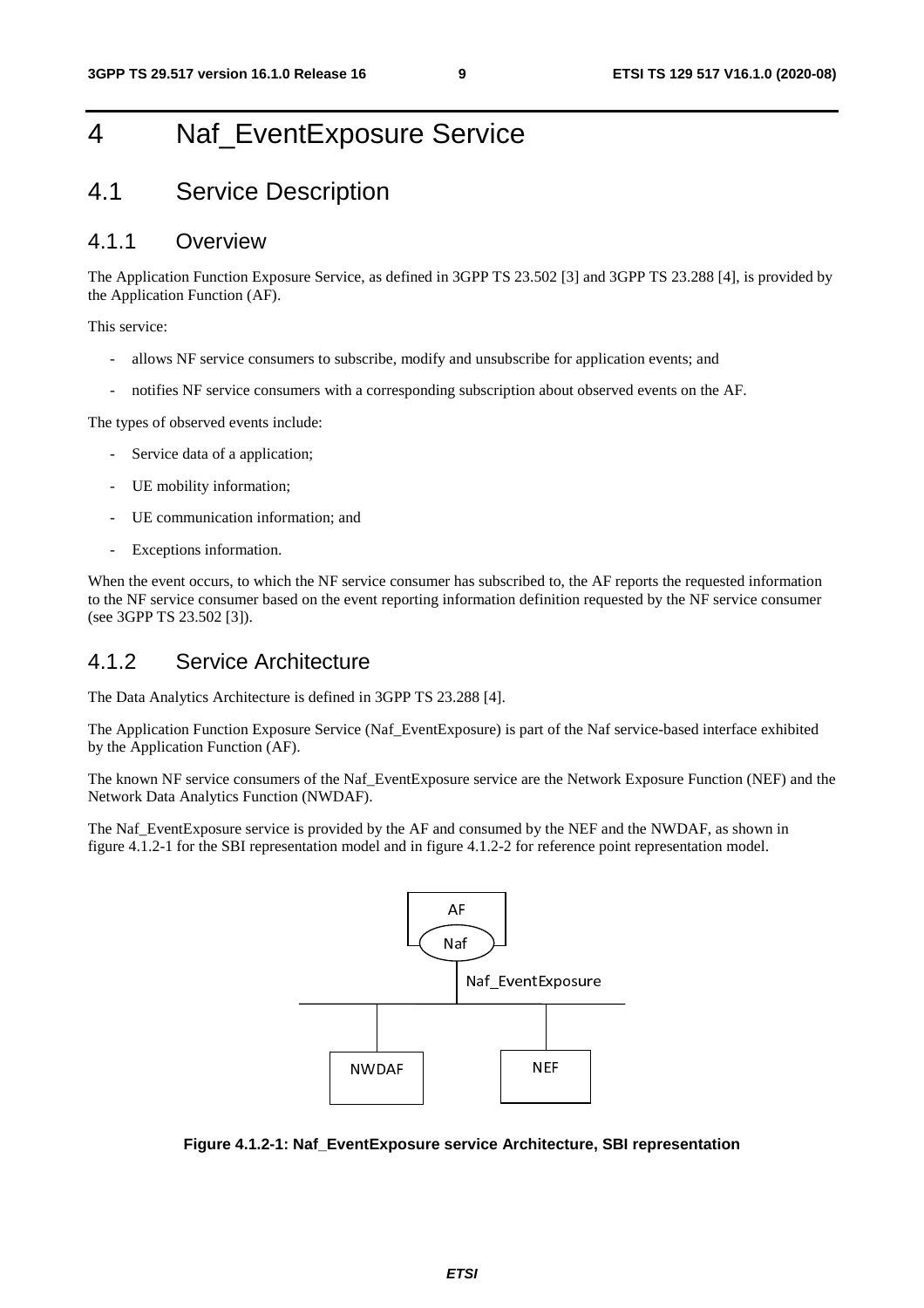# 4 Naf_EventExposure Service

## 4.1 Service Description

### 4.1.1 Overview

The Application Function Exposure Service, as defined in 3GPP TS 23.502 [3] and 3GPP TS 23.288 [4], is provided by the Application Function (AF).

This service:

- allows NF service consumers to subscribe, modify and unsubscribe for application events; and
- notifies NF service consumers with a corresponding subscription about observed events on the AF.

The types of observed events include:

- Service data of a application;
- UE mobility information;
- UE communication information; and
- Exceptions information.

When the event occurs, to which the NF service consumer has subscribed to, the AF reports the requested information to the NF service consumer based on the event reporting information definition requested by the NF service consumer (see 3GPP TS 23.502 [3]).

### 4.1.2 Service Architecture

The Data Analytics Architecture is defined in 3GPP TS 23.288 [4].

The Application Function Exposure Service (Naf_EventExposure) is part of the Naf service-based interface exhibited by the Application Function (AF).

The known NF service consumers of the Naf_EventExposure service are the Network Exposure Function (NEF) and the Network Data Analytics Function (NWDAF).

The Naf_EventExposure service is provided by the AF and consumed by the NEF and the NWDAF, as shown in figure 4.1.2-1 for the SBI representation model and in figure 4.1.2-2 for reference point representation model.

AF

Naf

Naf_EventExposure

NWDAF

NEF

**Figure 4.1.2-1: Naf_EventExposure service Architecture, SBI representation**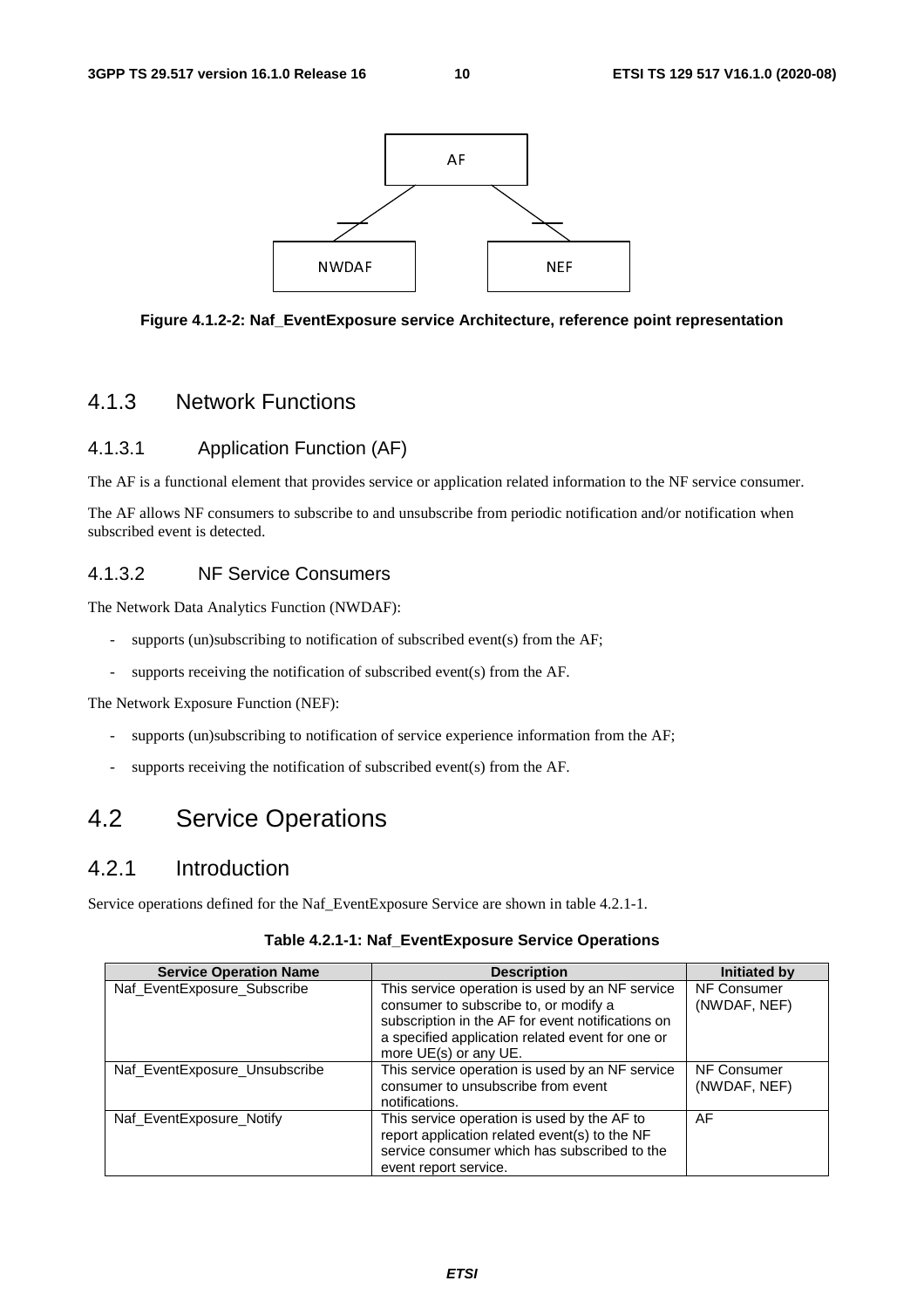Figure 4.1.2-2: Naf_EventExposure service Architecture, reference point representation

### 4.1.3 Network Functions

#### 4.1.3.1 Application Function (AF)

The AF is a functional element that provides service or application related information to the NF service consumer.

The AF allows NF consumers to subscribe to and unsubscribe from periodic notification and/or notification when subscribed event is detected.

#### 4.1.3.2 NF Service Consumers

The Network Data Analytics Function (NWDAF):

- supports (un)subscribing to notification of subscribed event(s) from the AF;
- supports receiving the notification of subscribed event(s) from the AF.

The Network Exposure Function (NEF):

- supports (un)subscribing to notification of service experience information from the AF;
- supports receiving the notification of subscribed event(s) from the AF.

## 4.2 Service Operations

### 4.2.1 Introduction

Service operations defined for the Naf_EventExposure Service are shown in table 4.2.1-1.

**Table 4.2.1-1: Naf_EventExposure Service Operations**

| Service Operation Name | Description | Initiated by |
| --- | --- | --- |
| Naf_EventExposure_Subscribe | This service operation is used by an NF service consumer to subscribe to, or modify a subscription in the AF for event notifications on a specified application related event for one or more UE(s) or any UE. | NF Consumer (NWDAF, NEF) |
| Naf_EventExposure_Unsubscribe | This service operation is used by an NF service consumer to unsubscribe from event notifications. | NF Consumer (NWDAF, NEF) |
| Naf_EventExposure_Notify | This service operation is used by the AF to report application related event(s) to the NF service consumer which has subscribed to the event report service. | AF |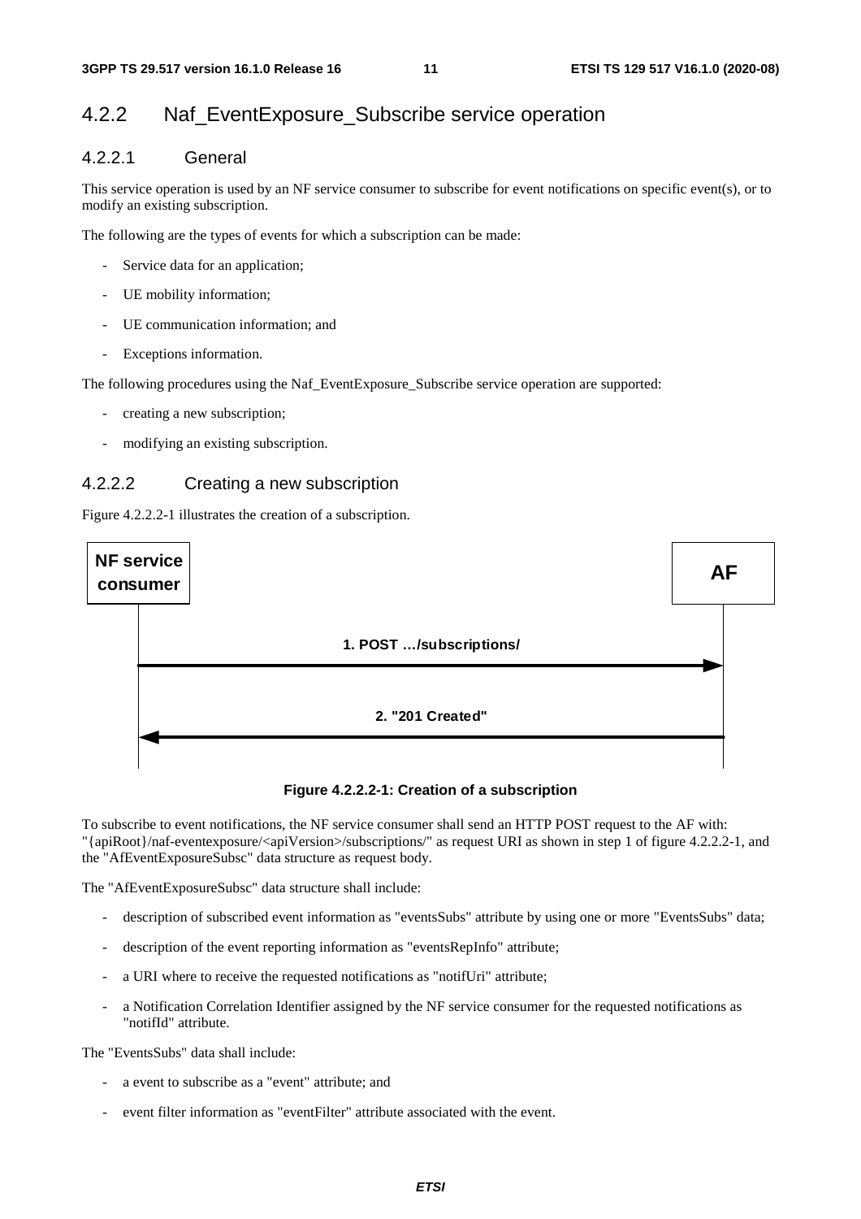## 4.2.2 Naf_EventExposure_Subscribe service operation

### 4.2.2.1 General

This service operation is used by an NF service consumer to subscribe for event notifications on specific event(s), or to modify an existing subscription.

The following are the types of events for which a subscription can be made:

- Service data for an application;
- UE mobility information;
- UE communication information; and
- Exceptions information.

The following procedures using the Naf_EventExposure_Subscribe service operation are supported:

- creating a new subscription;
- modifying an existing subscription.

### 4.2.2.2 Creating a new subscription

Figure 4.2.2.2-1 illustrates the creation of a subscription.

NF service consumer → AF: 1. POST …/subscriptions/

AF → NF service consumer: 2. "201 Created"

**Figure 4.2.2.2-1: Creation of a subscription**

To subscribe to event notifications, the NF service consumer shall send an HTTP POST request to the AF with: "{apiRoot}/naf-eventexposure/<apiVersion>/subscriptions/" as request URI as shown in step 1 of figure 4.2.2.2-1, and the "AfEventExposureSubsc" data structure as request body.

The "AfEventExposureSubsc" data structure shall include:

- description of subscribed event information as "eventsSubs" attribute by using one or more "EventsSubs" data;
- description of the event reporting information as "eventsRepInfo" attribute;
- a URI where to receive the requested notifications as "notifUri" attribute;
- a Notification Correlation Identifier assigned by the NF service consumer for the requested notifications as "notifId" attribute.

The "EventsSubs" data shall include:

- a event to subscribe as a "event" attribute; and
- event filter information as "eventFilter" attribute associated with the event.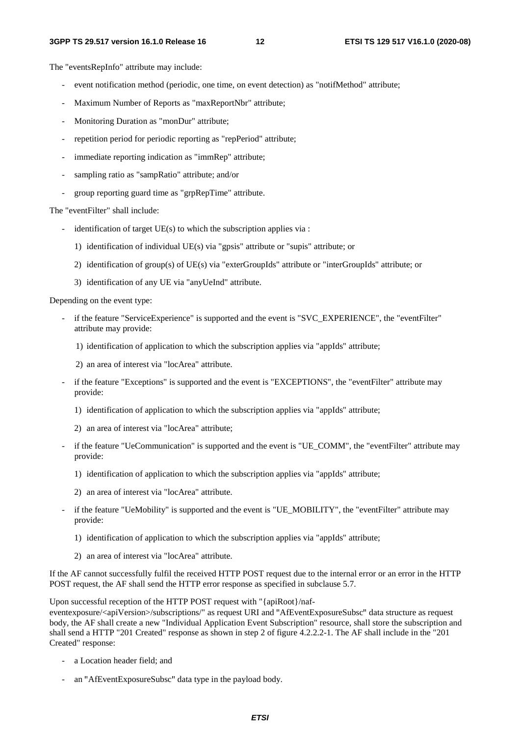The "eventsRepInfo" attribute may include:

- event notification method (periodic, one time, on event detection) as "notifMethod" attribute;
- Maximum Number of Reports as "maxReportNbr" attribute;
- Monitoring Duration as "monDur" attribute;
- repetition period for periodic reporting as "repPeriod" attribute;
- immediate reporting indication as "immRep" attribute;
- sampling ratio as "sampRatio" attribute; and/or
- group reporting guard time as "grpRepTime" attribute.

The "eventFilter" shall include:

- identification of target UE(s) to which the subscription applies via :
    1) identification of individual UE(s) via "gpsis" attribute or "supis" attribute; or
    2) identification of group(s) of UE(s) via "exterGroupIds" attribute or "interGroupIds" attribute; or
    3) identification of any UE via "anyUeInd" attribute.

Depending on the event type:

- if the feature "ServiceExperience" is supported and the event is "SVC_EXPERIENCE", the "eventFilter" attribute may provide:
    1) identification of application to which the subscription applies via "appIds" attribute;
    2) an area of interest via "locArea" attribute.
- if the feature "Exceptions" is supported and the event is "EXCEPTIONS", the "eventFilter" attribute may provide:
    1) identification of application to which the subscription applies via "appIds" attribute;
    2) an area of interest via "locArea" attribute;
- if the feature "UeCommunication" is supported and the event is "UE_COMM", the "eventFilter" attribute may provide:
    1) identification of application to which the subscription applies via "appIds" attribute;
    2) an area of interest via "locArea" attribute.
- if the feature "UeMobility" is supported and the event is "UE_MOBILITY", the "eventFilter" attribute may provide:
    1) identification of application to which the subscription applies via "appIds" attribute;
    2) an area of interest via "locArea" attribute.

If the AF cannot successfully fulfil the received HTTP POST request due to the internal error or an error in the HTTP POST request, the AF shall send the HTTP error response as specified in subclause 5.7.

Upon successful reception of the HTTP POST request with "{apiRoot}/naf-eventexposure/<apiVersion>/subscriptions/" as request URI and "AfEventExposureSubsc" data structure as request body, the AF shall create a new "Individual Application Event Subscription" resource, shall store the subscription and shall send a HTTP "201 Created" response as shown in step 2 of figure 4.2.2.2-1. The AF shall include in the "201 Created" response:

- a Location header field; and
- an "AfEventExposureSubsc" data type in the payload body.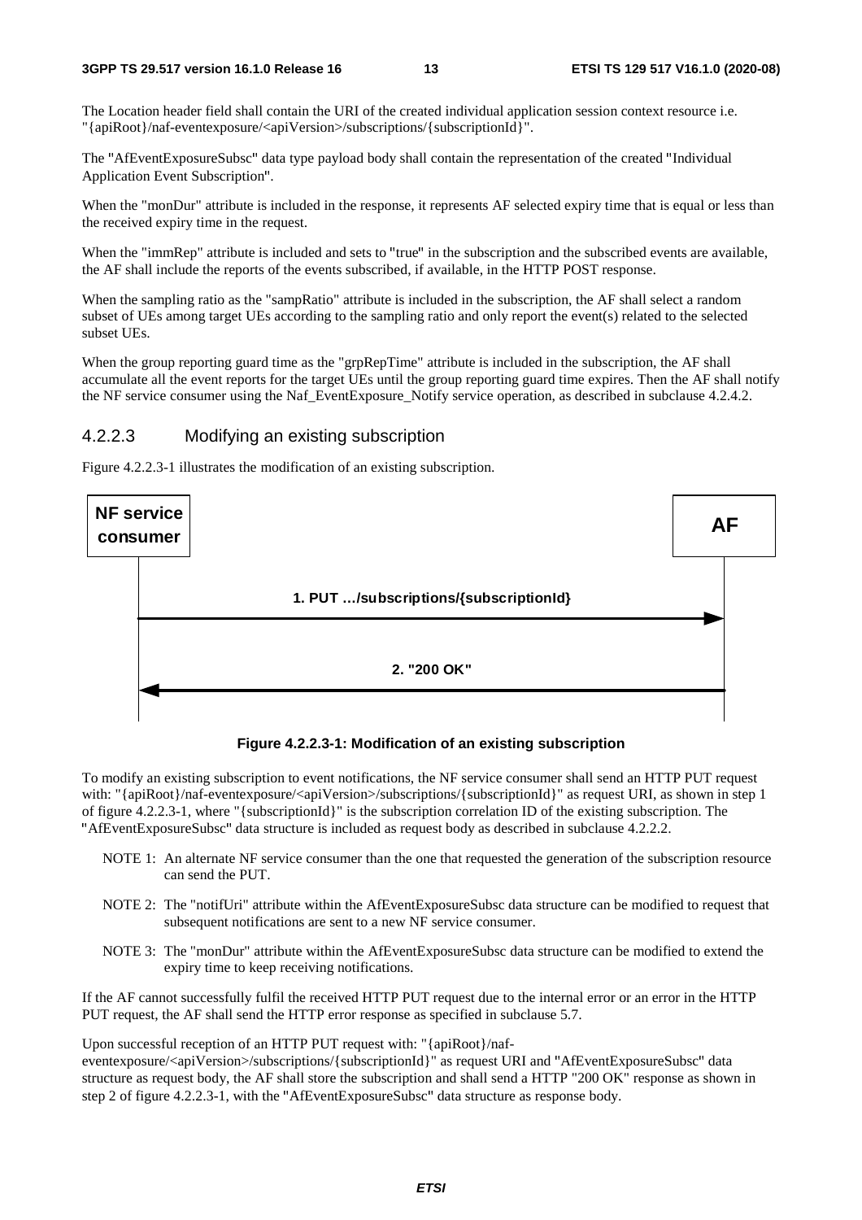The Location header field shall contain the URI of the created individual application session context resource i.e. "{apiRoot}/naf-eventexposure/<apiVersion>/subscriptions/{subscriptionId}".

The "AfEventExposureSubsc" data type payload body shall contain the representation of the created "Individual Application Event Subscription".

When the "monDur" attribute is included in the response, it represents AF selected expiry time that is equal or less than the received expiry time in the request.

When the "immRep" attribute is included and sets to "true" in the subscription and the subscribed events are available, the AF shall include the reports of the events subscribed, if available, in the HTTP POST response.

When the sampling ratio as the "sampRatio" attribute is included in the subscription, the AF shall select a random subset of UEs among target UEs according to the sampling ratio and only report the event(s) related to the selected subset UEs.

When the group reporting guard time as the "grpRepTime" attribute is included in the subscription, the AF shall accumulate all the event reports for the target UEs until the group reporting guard time expires. Then the AF shall notify the NF service consumer using the Naf_EventExposure_Notify service operation, as described in subclause 4.2.4.2.

### 4.2.2.3 Modifying an existing subscription

Figure 4.2.2.3-1 illustrates the modification of an existing subscription.

NF service consumer → AF: 1. PUT …/subscriptions/{subscriptionId}

AF → NF service consumer: 2. "200 OK"

**Figure 4.2.2.3-1: Modification of an existing subscription**

To modify an existing subscription to event notifications, the NF service consumer shall send an HTTP PUT request with: "{apiRoot}/naf-eventexposure/<apiVersion>/subscriptions/{subscriptionId}" as request URI, as shown in step 1 of figure 4.2.2.3-1, where "{subscriptionId}" is the subscription correlation ID of the existing subscription. The "AfEventExposureSubsc" data structure is included as request body as described in subclause 4.2.2.2.

NOTE 1: An alternate NF service consumer than the one that requested the generation of the subscription resource can send the PUT.

NOTE 2: The "notifUri" attribute within the AfEventExposureSubsc data structure can be modified to request that subsequent notifications are sent to a new NF service consumer.

NOTE 3: The "monDur" attribute within the AfEventExposureSubsc data structure can be modified to extend the expiry time to keep receiving notifications.

If the AF cannot successfully fulfil the received HTTP PUT request due to the internal error or an error in the HTTP PUT request, the AF shall send the HTTP error response as specified in subclause 5.7.

Upon successful reception of an HTTP PUT request with: "{apiRoot}/naf-eventexposure/<apiVersion>/subscriptions/{subscriptionId}" as request URI and "AfEventExposureSubsc" data structure as request body, the AF shall store the subscription and shall send a HTTP "200 OK" response as shown in step 2 of figure 4.2.2.3-1, with the "AfEventExposureSubsc" data structure as response body.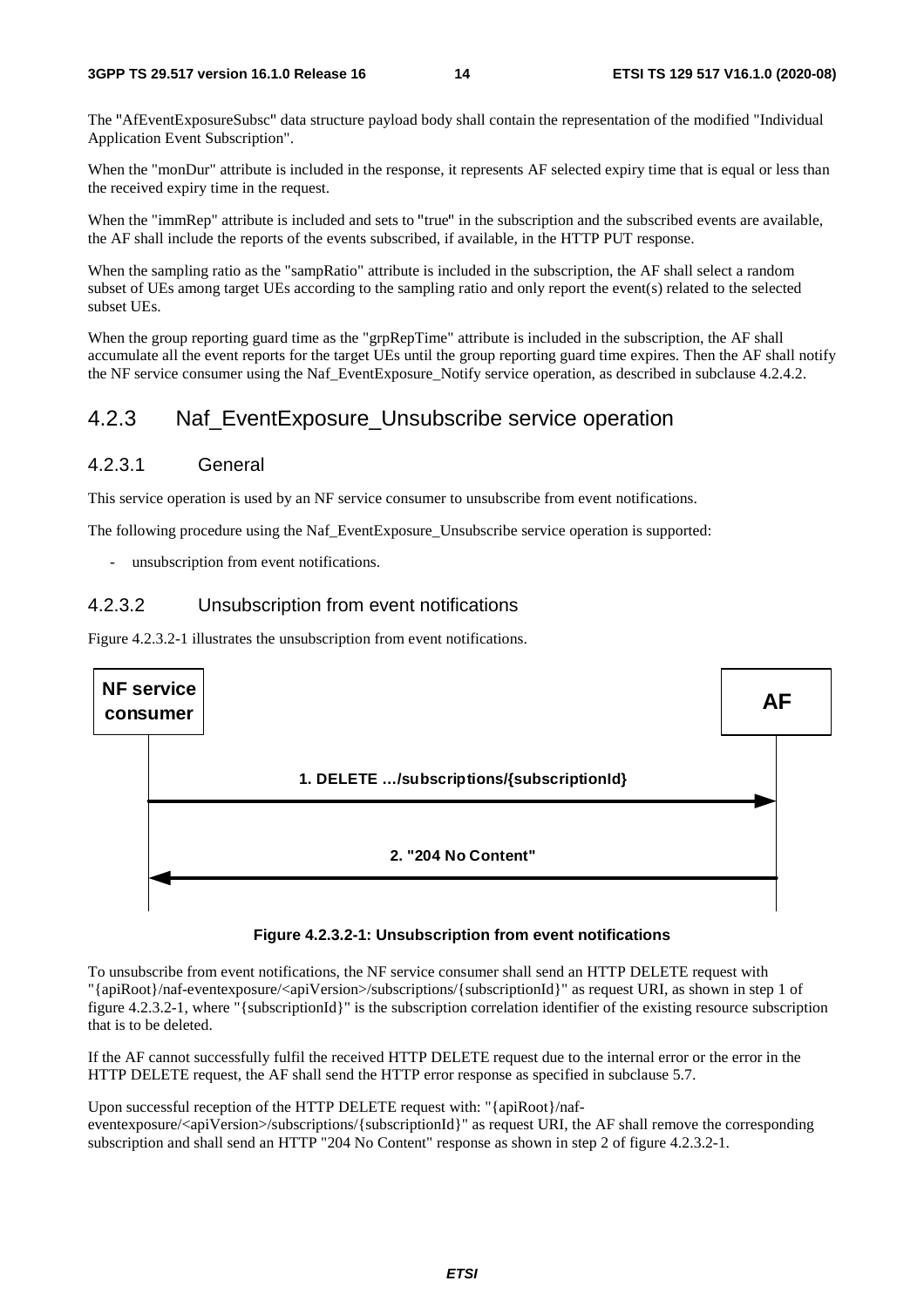The "AfEventExposureSubsc" data structure payload body shall contain the representation of the modified "Individual Application Event Subscription".

When the "monDur" attribute is included in the response, it represents AF selected expiry time that is equal or less than the received expiry time in the request.

When the "immRep" attribute is included and sets to "true" in the subscription and the subscribed events are available, the AF shall include the reports of the events subscribed, if available, in the HTTP PUT response.

When the sampling ratio as the "sampRatio" attribute is included in the subscription, the AF shall select a random subset of UEs among target UEs according to the sampling ratio and only report the event(s) related to the selected subset UEs.

When the group reporting guard time as the "grpRepTime" attribute is included in the subscription, the AF shall accumulate all the event reports for the target UEs until the group reporting guard time expires. Then the AF shall notify the NF service consumer using the Naf_EventExposure_Notify service operation, as described in subclause 4.2.4.2.

## 4.2.3 Naf_EventExposure_Unsubscribe service operation

### 4.2.3.1 General

This service operation is used by an NF service consumer to unsubscribe from event notifications.

The following procedure using the Naf_EventExposure_Unsubscribe service operation is supported:

- unsubscription from event notifications.

### 4.2.3.2 Unsubscription from event notifications

Figure 4.2.3.2-1 illustrates the unsubscription from event notifications.

NF service consumer → AF: 1. DELETE …/subscriptions/{subscriptionId}

AF → NF service consumer: 2. "204 No Content"

**Figure 4.2.3.2-1: Unsubscription from event notifications**

To unsubscribe from event notifications, the NF service consumer shall send an HTTP DELETE request with "{apiRoot}/naf-eventexposure/<apiVersion>/subscriptions/{subscriptionId}" as request URI, as shown in step 1 of figure 4.2.3.2-1, where "{subscriptionId}" is the subscription correlation identifier of the existing resource subscription that is to be deleted.

If the AF cannot successfully fulfil the received HTTP DELETE request due to the internal error or the error in the HTTP DELETE request, the AF shall send the HTTP error response as specified in subclause 5.7.

Upon successful reception of the HTTP DELETE request with: "{apiRoot}/naf-eventexposure/<apiVersion>/subscriptions/{subscriptionId}" as request URI, the AF shall remove the corresponding subscription and shall send an HTTP "204 No Content" response as shown in step 2 of figure 4.2.3.2-1.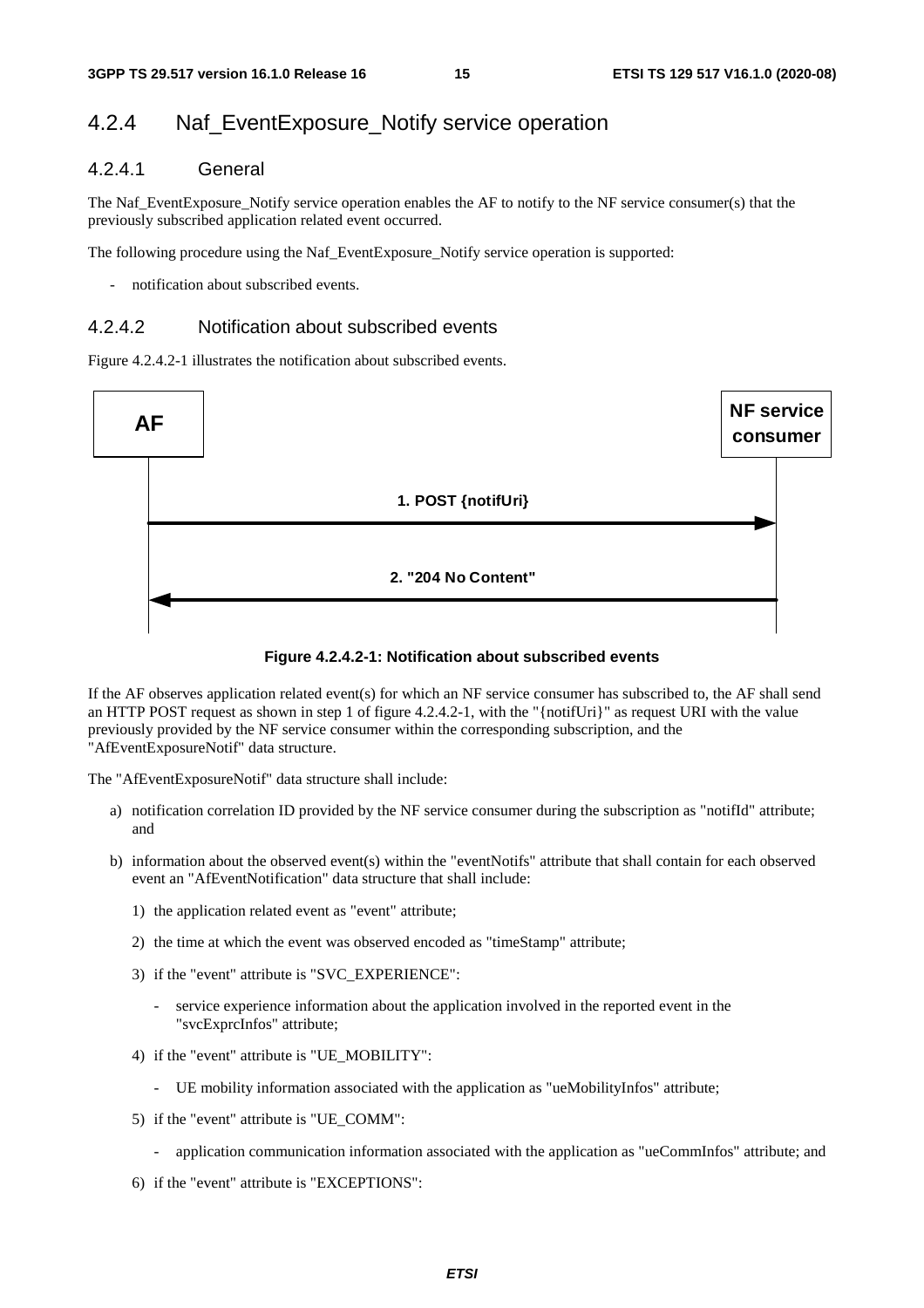## 4.2.4 Naf_EventExposure_Notify service operation

### 4.2.4.1 General

The Naf_EventExposure_Notify service operation enables the AF to notify to the NF service consumer(s) that the previously subscribed application related event occurred.

The following procedure using the Naf_EventExposure_Notify service operation is supported:

- notification about subscribed events.

### 4.2.4.2 Notification about subscribed events

Figure 4.2.4.2-1 illustrates the notification about subscribed events.

AF → NF service consumer: 1. POST {notifUri}

NF service consumer → AF: 2. "204 No Content"

**Figure 4.2.4.2-1: Notification about subscribed events**

If the AF observes application related event(s) for which an NF service consumer has subscribed to, the AF shall send an HTTP POST request as shown in step 1 of figure 4.2.4.2-1, with the "{notifUri}" as request URI with the value previously provided by the NF service consumer within the corresponding subscription, and the "AfEventExposureNotif" data structure.

The "AfEventExposureNotif" data structure shall include:

a) notification correlation ID provided by the NF service consumer during the subscription as "notifId" attribute; and

b) information about the observed event(s) within the "eventNotifs" attribute that shall contain for each observed event an "AfEventNotification" data structure that shall include:

   1) the application related event as "event" attribute;

   2) the time at which the event was observed encoded as "timeStamp" attribute;

   3) if the "event" attribute is "SVC_EXPERIENCE":

      - service experience information about the application involved in the reported event in the "svcExprcInfos" attribute;

   4) if the "event" attribute is "UE_MOBILITY":

      - UE mobility information associated with the application as "ueMobilityInfos" attribute;

   5) if the "event" attribute is "UE_COMM":

      - application communication information associated with the application as "ueCommInfos" attribute; and

   6) if the "event" attribute is "EXCEPTIONS":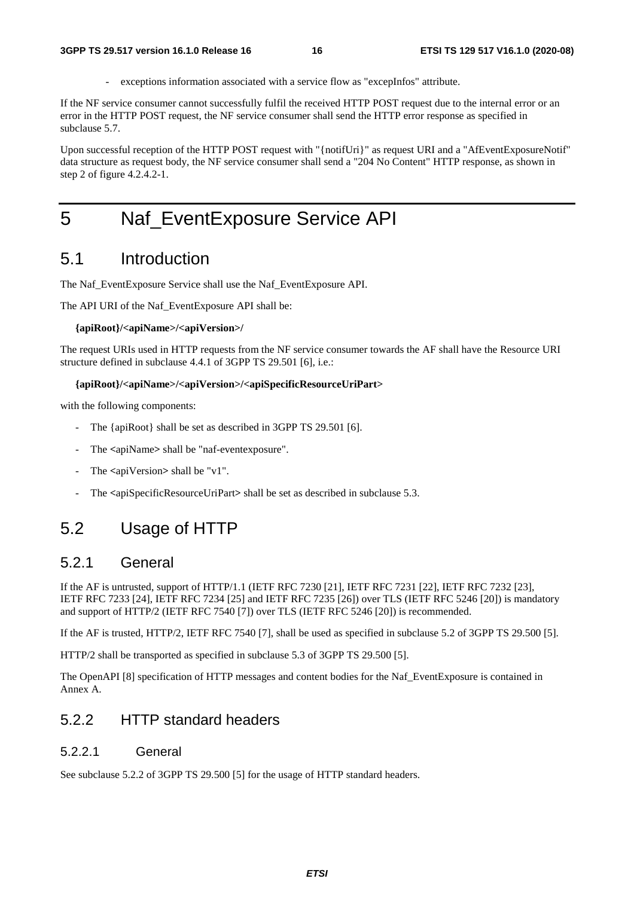- exceptions information associated with a service flow as "excepInfos" attribute.

If the NF service consumer cannot successfully fulfil the received HTTP POST request due to the internal error or an error in the HTTP POST request, the NF service consumer shall send the HTTP error response as specified in subclause 5.7.

Upon successful reception of the HTTP POST request with "{notifUri}" as request URI and a "AfEventExposureNotif" data structure as request body, the NF service consumer shall send a "204 No Content" HTTP response, as shown in step 2 of figure 4.2.4.2-1.

# 5 Naf_EventExposure Service API

## 5.1 Introduction

The Naf_EventExposure Service shall use the Naf_EventExposure API.

The API URI of the Naf_EventExposure API shall be:

**{apiRoot}/<apiName>/<apiVersion>/**

The request URIs used in HTTP requests from the NF service consumer towards the AF shall have the Resource URI structure defined in subclause 4.4.1 of 3GPP TS 29.501 [6], i.e.:

**{apiRoot}/<apiName>/<apiVersion>/<apiSpecificResourceUriPart>**

with the following components:

- The {apiRoot} shall be set as described in 3GPP TS 29.501 [6].
- The <apiName> shall be "naf-eventexposure".
- The <apiVersion> shall be "v1".
- The <apiSpecificResourceUriPart> shall be set as described in subclause 5.3.

## 5.2 Usage of HTTP

### 5.2.1 General

If the AF is untrusted, support of HTTP/1.1 (IETF RFC 7230 [21], IETF RFC 7231 [22], IETF RFC 7232 [23], IETF RFC 7233 [24], IETF RFC 7234 [25] and IETF RFC 7235 [26]) over TLS (IETF RFC 5246 [20]) is mandatory and support of HTTP/2 (IETF RFC 7540 [7]) over TLS (IETF RFC 5246 [20]) is recommended.

If the AF is trusted, HTTP/2, IETF RFC 7540 [7], shall be used as specified in subclause 5.2 of 3GPP TS 29.500 [5].

HTTP/2 shall be transported as specified in subclause 5.3 of 3GPP TS 29.500 [5].

The OpenAPI [8] specification of HTTP messages and content bodies for the Naf_EventExposure is contained in Annex A.

### 5.2.2 HTTP standard headers

#### 5.2.2.1 General

See subclause 5.2.2 of 3GPP TS 29.500 [5] for the usage of HTTP standard headers.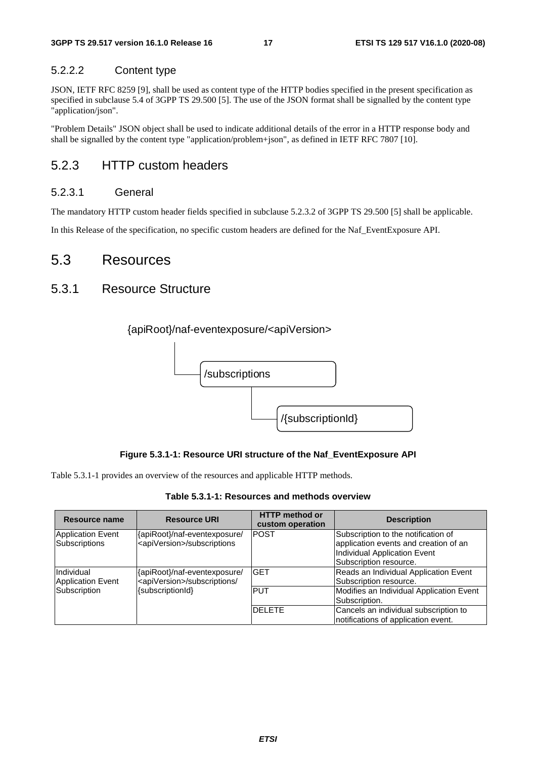#### 5.2.2.2 Content type

JSON, IETF RFC 8259 [9], shall be used as content type of the HTTP bodies specified in the present specification as specified in subclause 5.4 of 3GPP TS 29.500 [5]. The use of the JSON format shall be signalled by the content type "application/json".

"Problem Details" JSON object shall be used to indicate additional details of the error in a HTTP response body and shall be signalled by the content type "application/problem+json", as defined in IETF RFC 7807 [10].

### 5.2.3 HTTP custom headers

#### 5.2.3.1 General

The mandatory HTTP custom header fields specified in subclause 5.2.3.2 of 3GPP TS 29.500 [5] shall be applicable.

In this Release of the specification, no specific custom headers are defined for the Naf_EventExposure API.

## 5.3 Resources

### 5.3.1 Resource Structure

```
{apiRoot}/naf-eventexposure/<apiVersion>
    └── /subscriptions
            └── /{subscriptionId}
```

**Figure 5.3.1-1: Resource URI structure of the Naf_EventExposure API**

Table 5.3.1-1 provides an overview of the resources and applicable HTTP methods.

**Table 5.3.1-1: Resources and methods overview**

| Resource name | Resource URI | HTTP method or custom operation | Description |
|---|---|---|---|
| Application Event Subscriptions | {apiRoot}/naf-eventexposure/<apiVersion>/subscriptions | POST | Subscription to the notification of application events and creation of an Individual Application Event Subscription resource. |
| Individual Application Event Subscription | {apiRoot}/naf-eventexposure/<apiVersion>/subscriptions/{subscriptionId} | GET | Reads an Individual Application Event Subscription resource. |
| | | PUT | Modifies an Individual Application Event Subscription. |
| | | DELETE | Cancels an individual subscription to notifications of application event. |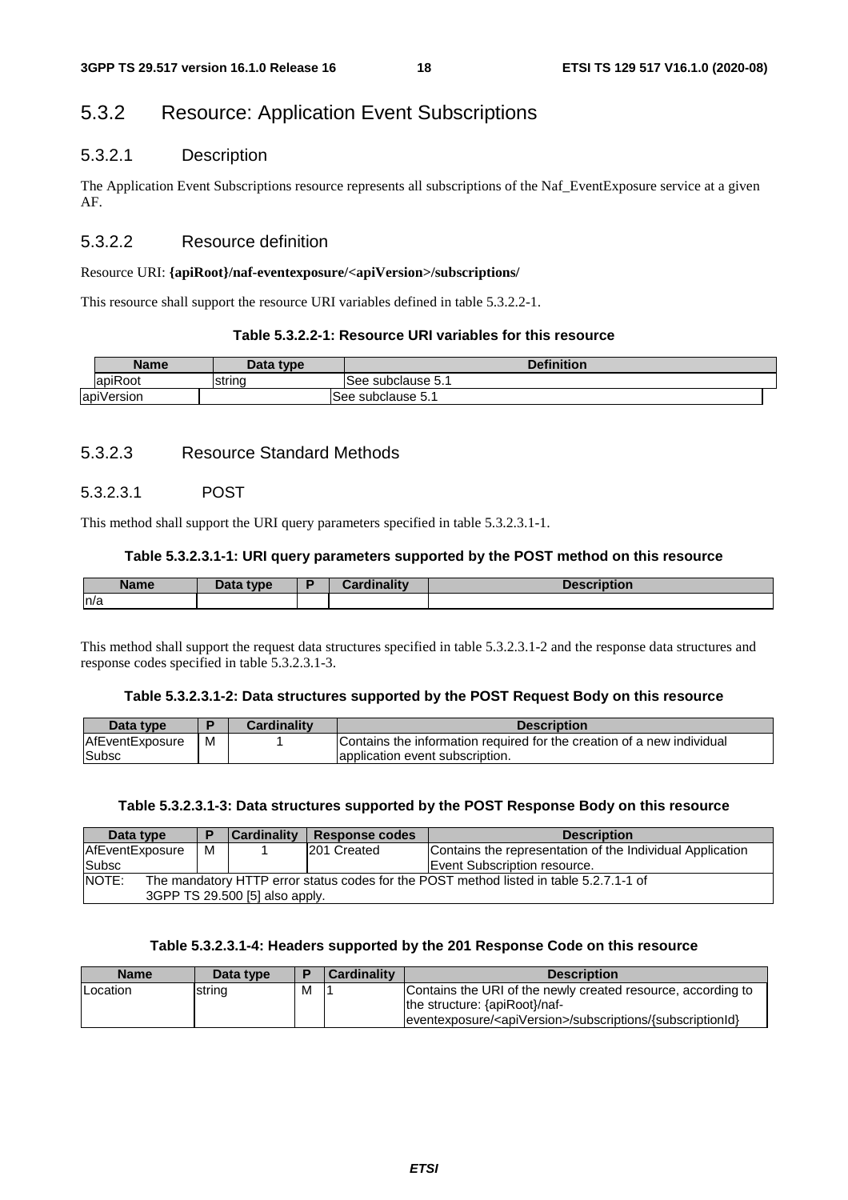## 5.3.2 Resource: Application Event Subscriptions

### 5.3.2.1 Description

The Application Event Subscriptions resource represents all subscriptions of the Naf_EventExposure service at a given AF.

### 5.3.2.2 Resource definition

Resource URI: **{apiRoot}/naf-eventexposure/<apiVersion>/subscriptions/**

This resource shall support the resource URI variables defined in table 5.3.2.2-1.

**Table 5.3.2.2-1: Resource URI variables for this resource**

| Name | Data type | Definition |
|---|---|---|
| apiRoot | string | See subclause 5.1 |
| apiVersion | | See subclause 5.1 |

### 5.3.2.3 Resource Standard Methods

#### 5.3.2.3.1 POST

This method shall support the URI query parameters specified in table 5.3.2.3.1-1.

**Table 5.3.2.3.1-1: URI query parameters supported by the POST method on this resource**

| Name | Data type | P | Cardinality | Description |
|---|---|---|---|---|
| n/a | | | | |

This method shall support the request data structures specified in table 5.3.2.3.1-2 and the response data structures and response codes specified in table 5.3.2.3.1-3.

**Table 5.3.2.3.1-2: Data structures supported by the POST Request Body on this resource**

| Data type | P | Cardinality | Description |
|---|---|---|---|
| AfEventExposureSubsc | M | 1 | Contains the information required for the creation of a new individual application event subscription. |

**Table 5.3.2.3.1-3: Data structures supported by the POST Response Body on this resource**

| Data type | P | Cardinality | Response codes | Description |
|---|---|---|---|---|
| AfEventExposureSubsc | M | 1 | 201 Created | Contains the representation of the Individual Application Event Subscription resource. |
| NOTE: The mandatory HTTP error status codes for the POST method listed in table 5.2.7.1-1 of 3GPP TS 29.500 [5] also apply. | | | | |

**Table 5.3.2.3.1-4: Headers supported by the 201 Response Code on this resource**

| Name | Data type | P | Cardinality | Description |
|---|---|---|---|---|
| Location | string | M | 1 | Contains the URI of the newly created resource, according to the structure: {apiRoot}/naf-eventexposure/<apiVersion>/subscriptions/{subscriptionId} |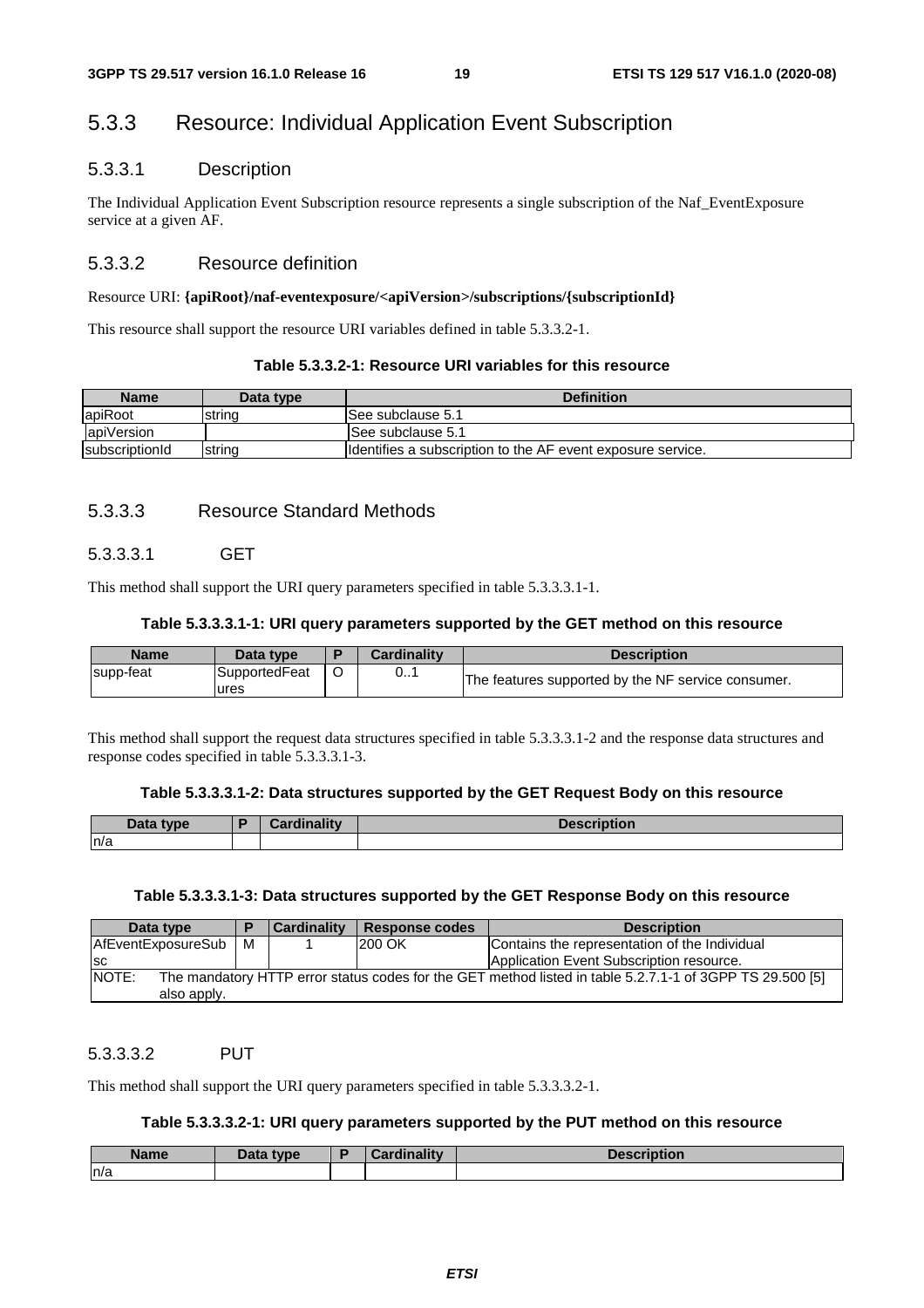## 5.3.3 Resource: Individual Application Event Subscription

### 5.3.3.1 Description

The Individual Application Event Subscription resource represents a single subscription of the Naf_EventExposure service at a given AF.

### 5.3.3.2 Resource definition

Resource URI: **{apiRoot}/naf-eventexposure/<apiVersion>/subscriptions/{subscriptionId}**

This resource shall support the resource URI variables defined in table 5.3.3.2-1.

**Table 5.3.3.2-1: Resource URI variables for this resource**

| Name | Data type | Definition |
|---|---|---|
| apiRoot | string | See subclause 5.1 |
| apiVersion | | See subclause 5.1 |
| subscriptionId | string | Identifies a subscription to the AF event exposure service. |

### 5.3.3.3 Resource Standard Methods

#### 5.3.3.3.1 GET

This method shall support the URI query parameters specified in table 5.3.3.3.1-1.

**Table 5.3.3.3.1-1: URI query parameters supported by the GET method on this resource**

| Name | Data type | P | Cardinality | Description |
|---|---|---|---|---|
| supp-feat | SupportedFeatures | O | 0..1 | The features supported by the NF service consumer. |

This method shall support the request data structures specified in table 5.3.3.3.1-2 and the response data structures and response codes specified in table 5.3.3.3.1-3.

**Table 5.3.3.3.1-2: Data structures supported by the GET Request Body on this resource**

| Data type | P | Cardinality | Description |
|---|---|---|---|
| n/a | | | |

**Table 5.3.3.3.1-3: Data structures supported by the GET Response Body on this resource**

| Data type | P | Cardinality | Response codes | Description |
|---|---|---|---|---|
| AfEventExposureSubsc | M | 1 | 200 OK | Contains the representation of the Individual Application Event Subscription resource. |
| NOTE: The mandatory HTTP error status codes for the GET method listed in table 5.2.7.1-1 of 3GPP TS 29.500 [5] also apply. | | | | |

#### 5.3.3.3.2 PUT

This method shall support the URI query parameters specified in table 5.3.3.3.2-1.

**Table 5.3.3.3.2-1: URI query parameters supported by the PUT method on this resource**

| Name | Data type | P | Cardinality | Description |
|---|---|---|---|---|
| n/a | | | | |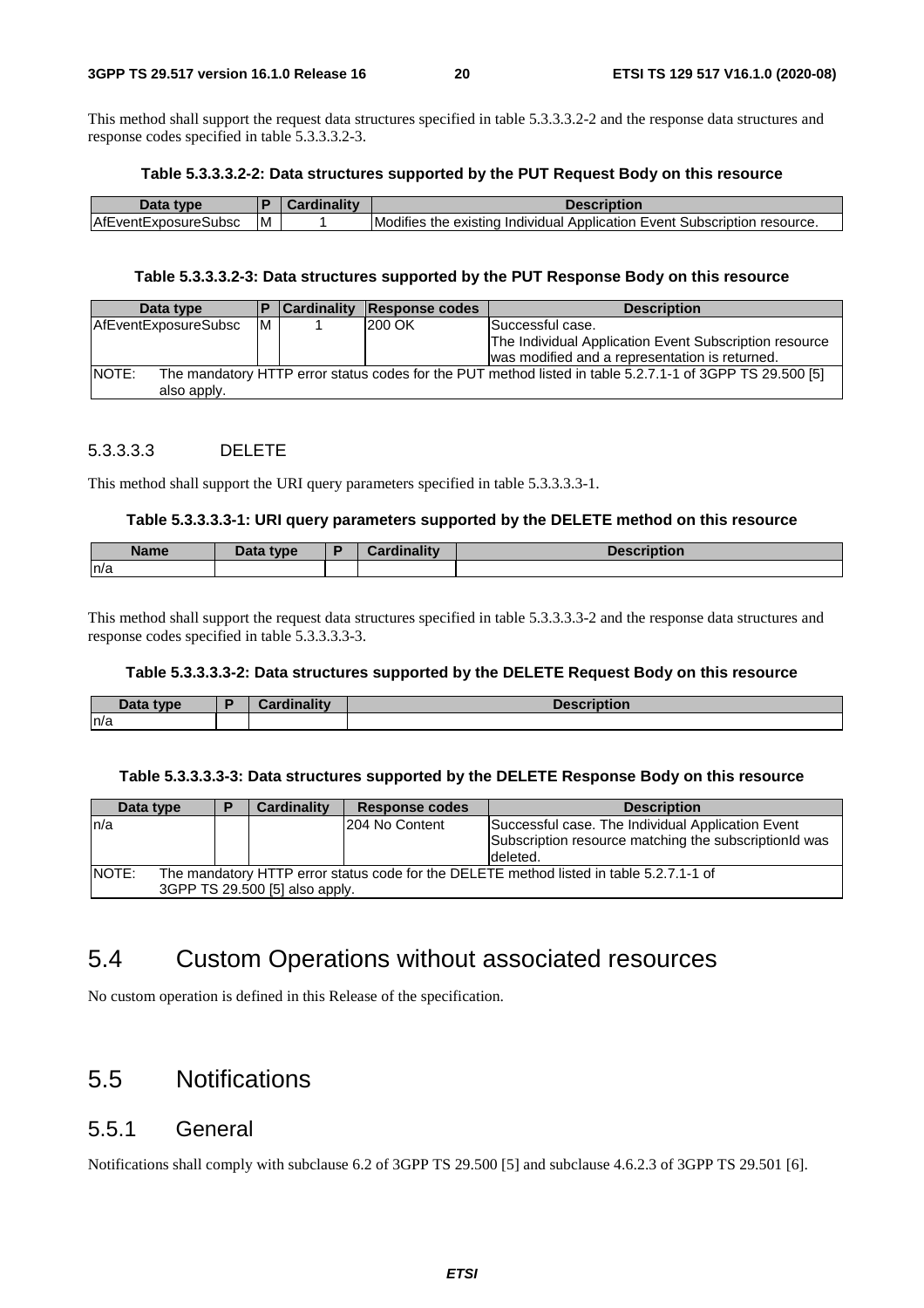This method shall support the request data structures specified in table 5.3.3.3.2-2 and the response data structures and response codes specified in table 5.3.3.3.2-3.

**Table 5.3.3.3.2-2: Data structures supported by the PUT Request Body on this resource**

| Data type | P | Cardinality | Description |
| --- | --- | --- | --- |
| AfEventExposureSubsc | M | 1 | Modifies the existing Individual Application Event Subscription resource. |

**Table 5.3.3.3.2-3: Data structures supported by the PUT Response Body on this resource**

| Data type | P | Cardinality | Response codes | Description |
| --- | --- | --- | --- | --- |
| AfEventExposureSubsc | M | 1 | 200 OK | Successful case.<br>The Individual Application Event Subscription resource was modified and a representation is returned. |
| NOTE: The mandatory HTTP error status codes for the PUT method listed in table 5.2.7.1-1 of 3GPP TS 29.500 [5] also apply. | | | | |

#### 5.3.3.3.3 DELETE

This method shall support the URI query parameters specified in table 5.3.3.3.3-1.

**Table 5.3.3.3.3-1: URI query parameters supported by the DELETE method on this resource**

| Name | Data type | P | Cardinality | Description |
| --- | --- | --- | --- | --- |
| n/a | | | | |

This method shall support the request data structures specified in table 5.3.3.3.3-2 and the response data structures and response codes specified in table 5.3.3.3.3-3.

**Table 5.3.3.3.3-2: Data structures supported by the DELETE Request Body on this resource**

| Data type | P | Cardinality | Description |
| --- | --- | --- | --- |
| n/a | | | |

**Table 5.3.3.3.3-3: Data structures supported by the DELETE Response Body on this resource**

| Data type | P | Cardinality | Response codes | Description |
| --- | --- | --- | --- | --- |
| n/a | | | 204 No Content | Successful case. The Individual Application Event Subscription resource matching the subscriptionId was deleted. |
| NOTE: The mandatory HTTP error status code for the DELETE method listed in table 5.2.7.1-1 of 3GPP TS 29.500 [5] also apply. | | | | |

## 5.4 Custom Operations without associated resources

No custom operation is defined in this Release of the specification.

## 5.5 Notifications

### 5.5.1 General

Notifications shall comply with subclause 6.2 of 3GPP TS 29.500 [5] and subclause 4.6.2.3 of 3GPP TS 29.501 [6].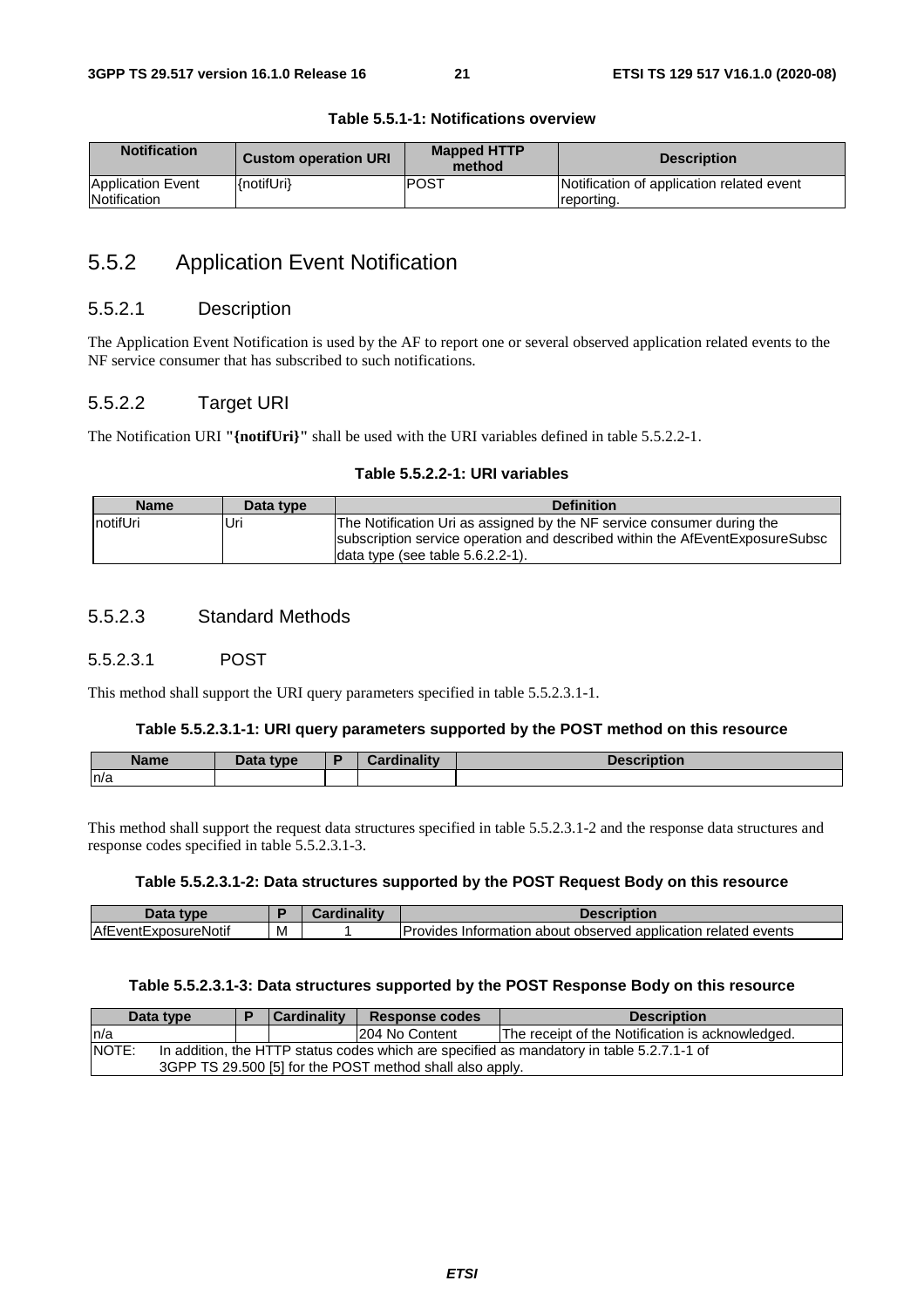**Table 5.5.1-1: Notifications overview**

| Notification | Custom operation URI | Mapped HTTP method | Description |
| --- | --- | --- | --- |
| Application Event Notification | {notifUri} | POST | Notification of application related event reporting. |

## 5.5.2 Application Event Notification

### 5.5.2.1 Description

The Application Event Notification is used by the AF to report one or several observed application related events to the NF service consumer that has subscribed to such notifications.

### 5.5.2.2 Target URI

The Notification URI **"{notifUri}"** shall be used with the URI variables defined in table 5.5.2.2-1.

**Table 5.5.2.2-1: URI variables**

| Name | Data type | Definition |
| --- | --- | --- |
| notifUri | Uri | The Notification Uri as assigned by the NF service consumer during the subscription service operation and described within the AfEventExposureSubsc data type (see table 5.6.2.2-1). |

### 5.5.2.3 Standard Methods

#### 5.5.2.3.1 POST

This method shall support the URI query parameters specified in table 5.5.2.3.1-1.

**Table 5.5.2.3.1-1: URI query parameters supported by the POST method on this resource**

| Name | Data type | P | Cardinality | Description |
| --- | --- | --- | --- | --- |
| n/a | | | | |

This method shall support the request data structures specified in table 5.5.2.3.1-2 and the response data structures and response codes specified in table 5.5.2.3.1-3.

**Table 5.5.2.3.1-2: Data structures supported by the POST Request Body on this resource**

| Data type | P | Cardinality | Description |
| --- | --- | --- | --- |
| AfEventExposureNotif | M | 1 | Provides Information about observed application related events |

**Table 5.5.2.3.1-3: Data structures supported by the POST Response Body on this resource**

| Data type | P | Cardinality | Response codes | Description |
| --- | --- | --- | --- | --- |
| n/a | | | 204 No Content | The receipt of the Notification is acknowledged. |
| NOTE: In addition, the HTTP status codes which are specified as mandatory in table 5.2.7.1-1 of 3GPP TS 29.500 [5] for the POST method shall also apply. | | | | |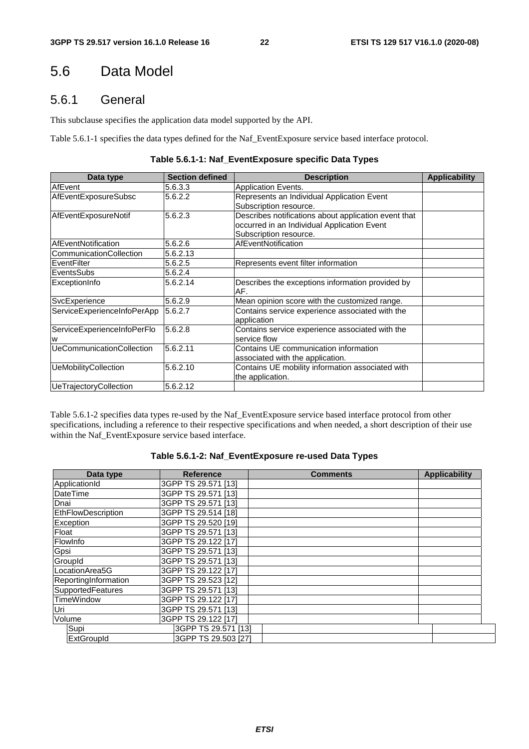# 5.6 Data Model

## 5.6.1 General

This subclause specifies the application data model supported by the API.

Table 5.6.1-1 specifies the data types defined for the Naf_EventExposure service based interface protocol.

**Table 5.6.1-1: Naf_EventExposure specific Data Types**

| Data type | Section defined | Description | Applicability |
|---|---|---|---|
| AfEvent | 5.6.3.3 | Application Events. | |
| AfEventExposureSubsc | 5.6.2.2 | Represents an Individual Application Event Subscription resource. | |
| AfEventExposureNotif | 5.6.2.3 | Describes notifications about application event that occurred in an Individual Application Event Subscription resource. | |
| AfEventNotification | 5.6.2.6 | AfEventNotification | |
| CommunicationCollection | 5.6.2.13 | | |
| EventFilter | 5.6.2.5 | Represents event filter information | |
| EventsSubs | 5.6.2.4 | | |
| ExceptionInfo | 5.6.2.14 | Describes the exceptions information provided by AF. | |
| SvcExperience | 5.6.2.9 | Mean opinion score with the customized range. | |
| ServiceExperienceInfoPerApp | 5.6.2.7 | Contains service experience associated with the application | |
| ServiceExperienceInfoPerFlow | 5.6.2.8 | Contains service experience associated with the service flow | |
| UeCommunicationCollection | 5.6.2.11 | Contains UE communication information associated with the application. | |
| UeMobilityCollection | 5.6.2.10 | Contains UE mobility information associated with the application. | |
| UeTrajectoryCollection | 5.6.2.12 | | |

Table 5.6.1-2 specifies data types re-used by the Naf_EventExposure service based interface protocol from other specifications, including a reference to their respective specifications and when needed, a short description of their use within the Naf_EventExposure service based interface.

**Table 5.6.1-2: Naf_EventExposure re-used Data Types**

| Data type | Reference | Comments | Applicability |
|---|---|---|---|
| ApplicationId | 3GPP TS 29.571 [13] | | |
| DateTime | 3GPP TS 29.571 [13] | | |
| Dnai | 3GPP TS 29.571 [13] | | |
| EthFlowDescription | 3GPP TS 29.514 [18] | | |
| Exception | 3GPP TS 29.520 [19] | | |
| Float | 3GPP TS 29.571 [13] | | |
| FlowInfo | 3GPP TS 29.122 [17] | | |
| Gpsi | 3GPP TS 29.571 [13] | | |
| GroupId | 3GPP TS 29.571 [13] | | |
| LocationArea5G | 3GPP TS 29.122 [17] | | |
| ReportingInformation | 3GPP TS 29.523 [12] | | |
| SupportedFeatures | 3GPP TS 29.571 [13] | | |
| TimeWindow | 3GPP TS 29.122 [17] | | |
| Uri | 3GPP TS 29.571 [13] | | |
| Volume | 3GPP TS 29.122 [17] | | |
| Supi | 3GPP TS 29.571 [13] | | |
| ExtGroupId | 3GPP TS 29.503 [27] | | |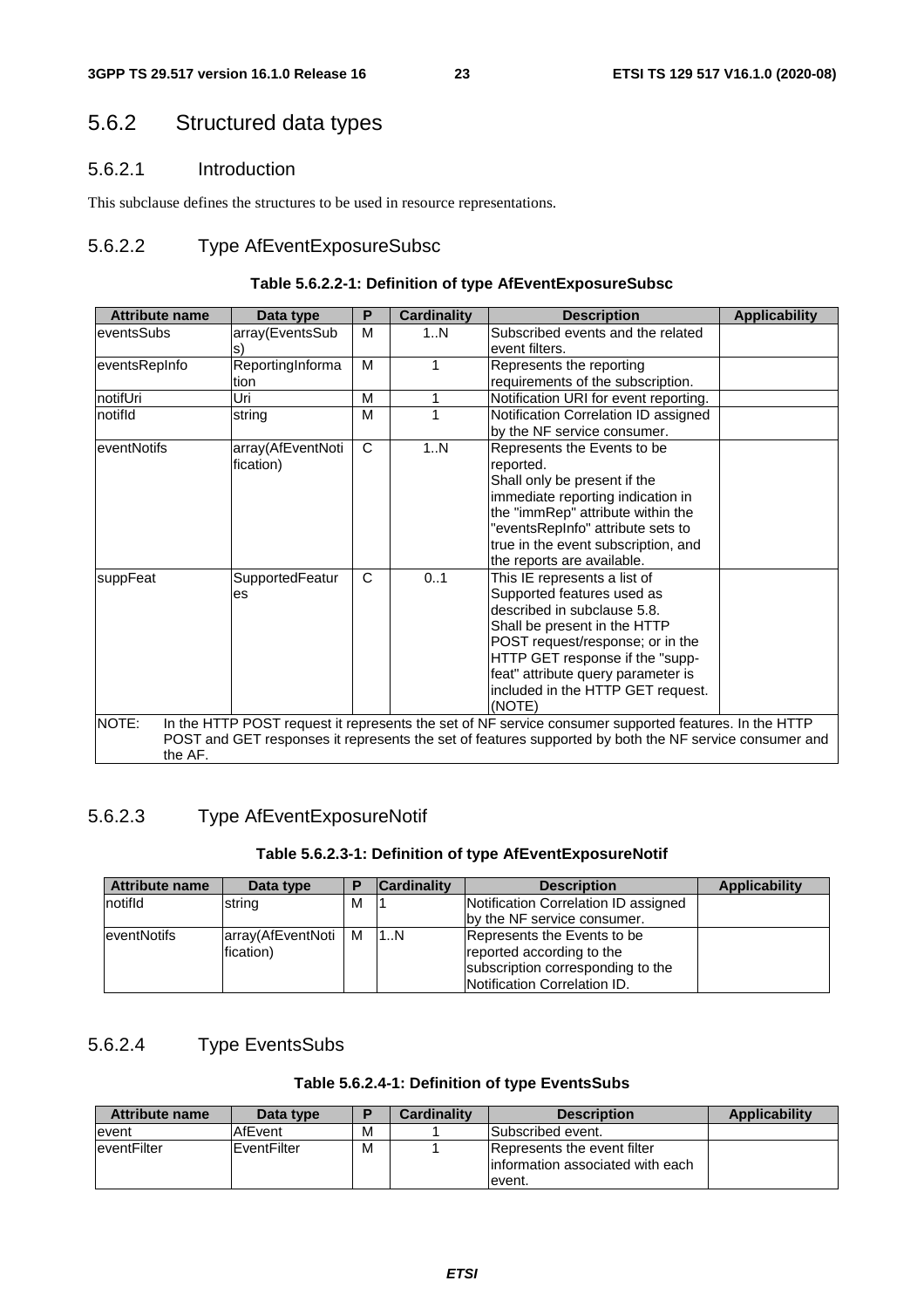## 5.6.2 Structured data types

### 5.6.2.1 Introduction

This subclause defines the structures to be used in resource representations.

### 5.6.2.2 Type AfEventExposureSubsc

**Table 5.6.2.2-1: Definition of type AfEventExposureSubsc**

| Attribute name | Data type | P | Cardinality | Description | Applicability |
|---|---|---|---|---|---|
| eventsSubs | array(EventsSubs) | M | 1..N | Subscribed events and the related event filters. | |
| eventsRepInfo | ReportingInformation | M | 1 | Represents the reporting requirements of the subscription. | |
| notifUri | Uri | M | 1 | Notification URI for event reporting. | |
| notifId | string | M | 1 | Notification Correlation ID assigned by the NF service consumer. | |
| eventNotifs | array(AfEventNotification) | C | 1..N | Represents the Events to be reported.<br>Shall only be present if the immediate reporting indication in the "immRep" attribute within the "eventsRepInfo" attribute sets to true in the event subscription, and the reports are available. | |
| suppFeat | SupportedFeatures | C | 0..1 | This IE represents a list of Supported features used as described in subclause 5.8.<br>Shall be present in the HTTP POST request/response; or in the HTTP GET response if the "supp-feat" attribute query parameter is included in the HTTP GET request. (NOTE) | |
| NOTE: In the HTTP POST request it represents the set of NF service consumer supported features. In the HTTP POST and GET responses it represents the set of features supported by both the NF service consumer and the AF. | | | | | |

### 5.6.2.3 Type AfEventExposureNotif

**Table 5.6.2.3-1: Definition of type AfEventExposureNotif**

| Attribute name | Data type | P | Cardinality | Description | Applicability |
|---|---|---|---|---|---|
| notifId | string | M | 1 | Notification Correlation ID assigned by the NF service consumer. | |
| eventNotifs | array(AfEventNotification) | M | 1..N | Represents the Events to be reported according to the subscription corresponding to the Notification Correlation ID. | |

### 5.6.2.4 Type EventsSubs

**Table 5.6.2.4-1: Definition of type EventsSubs**

| Attribute name | Data type | P | Cardinality | Description | Applicability |
|---|---|---|---|---|---|
| event | AfEvent | M | 1 | Subscribed event. | |
| eventFilter | EventFilter | M | 1 | Represents the event filter information associated with each event. | |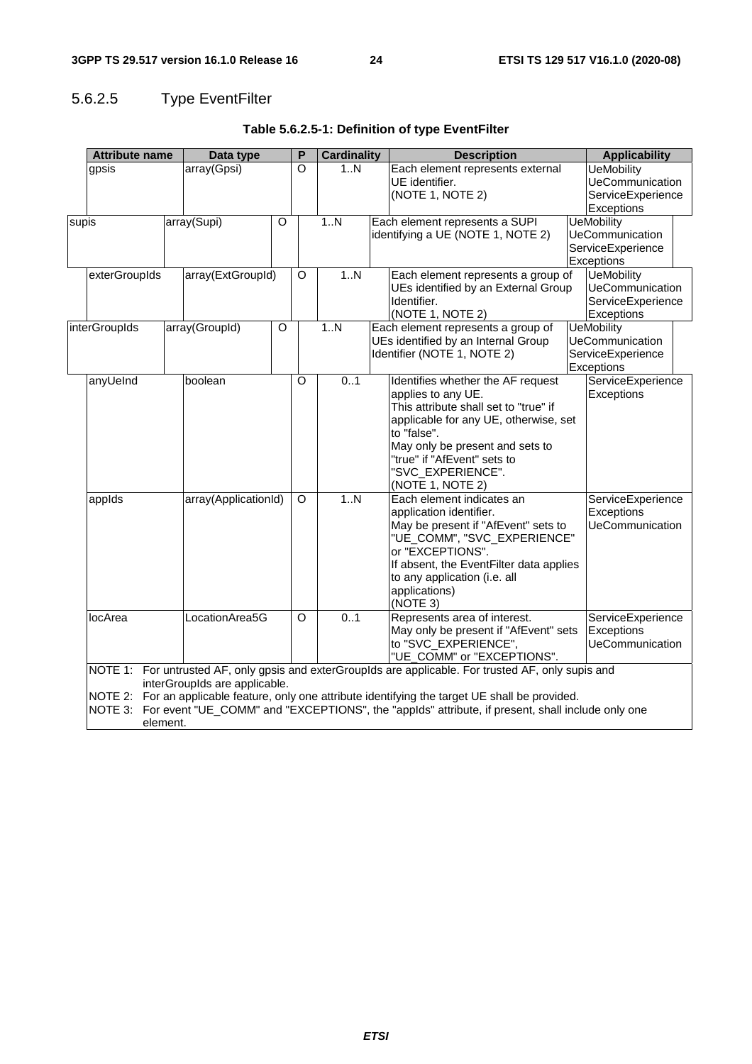### 5.6.2.5 Type EventFilter

**Table 5.6.2.5-1: Definition of type EventFilter**

| Attribute name | Data type | P | Cardinality | Description | Applicability |
|---|---|---|---|---|---|
| gpsis | array(Gpsi) | O | 1..N | Each element represents external UE identifier. (NOTE 1, NOTE 2) | UeMobility UeCommunication ServiceExperience Exceptions |
| supis | array(Supi) | O | 1..N | Each element represents a SUPI identifying a UE (NOTE 1, NOTE 2) | UeMobility UeCommunication ServiceExperience Exceptions |
| exterGroupIds | array(ExtGroupId) | O | 1..N | Each element represents a group of UEs identified by an External Group Identifier. (NOTE 1, NOTE 2) | UeMobility UeCommunication ServiceExperience Exceptions |
| interGroupIds | array(GroupId) | O | 1..N | Each element represents a group of UEs identified by an Internal Group Identifier (NOTE 1, NOTE 2) | UeMobility UeCommunication ServiceExperience Exceptions |
| anyUeInd | boolean | O | 0..1 | Identifies whether the AF request applies to any UE. This attribute shall set to "true" if applicable for any UE, otherwise, set to "false". May only be present and sets to "true" if "AfEvent" sets to "SVC_EXPERIENCE". (NOTE 1, NOTE 2) | ServiceExperience Exceptions |
| appIds | array(ApplicationId) | O | 1..N | Each element indicates an application identifier. May be present if "AfEvent" sets to "UE_COMM", "SVC_EXPERIENCE" or "EXCEPTIONS". If absent, the EventFilter data applies to any application (i.e. all applications) (NOTE 3) | ServiceExperience Exceptions UeCommunication |
| locArea | LocationArea5G | O | 0..1 | Represents area of interest. May only be present if "AfEvent" sets to "SVC_EXPERIENCE", "UE_COMM" or "EXCEPTIONS". | ServiceExperience Exceptions UeCommunication |
| NOTE 1: For untrusted AF, only gpsis and exterGroupIds are applicable. For trusted AF, only supis and interGroupIds are applicable.<br>NOTE 2: For an applicable feature, only one attribute identifying the target UE shall be provided.<br>NOTE 3: For event "UE_COMM" and "EXCEPTIONS", the "appIds" attribute, if present, shall include only one element. | | | | | |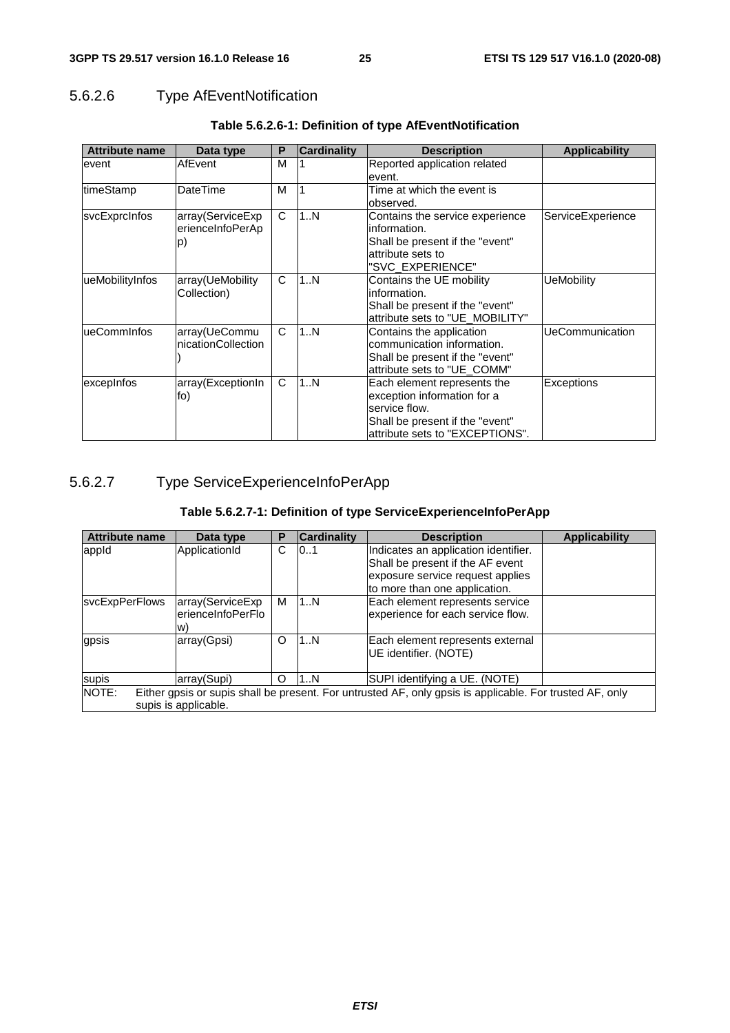### 5.6.2.6 Type AfEventNotification

**Table 5.6.2.6-1: Definition of type AfEventNotification**

| Attribute name | Data type | P | Cardinality | Description | Applicability |
|---|---|---|---|---|---|
| event | AfEvent | M | 1 | Reported application related event. | |
| timeStamp | DateTime | M | 1 | Time at which the event is observed. | |
| svcExprcInfos | array(ServiceExperienceInfoPerApp) | C | 1..N | Contains the service experience information.<br>Shall be present if the "event" attribute sets to "SVC_EXPERIENCE" | ServiceExperience |
| ueMobilityInfos | array(UeMobilityCollection) | C | 1..N | Contains the UE mobility information.<br>Shall be present if the "event" attribute sets to "UE_MOBILITY" | UeMobility |
| ueCommInfos | array(UeCommunicationCollection) | C | 1..N | Contains the application communication information.<br>Shall be present if the "event" attribute sets to "UE_COMM" | UeCommunication |
| excepInfos | array(ExceptionInfo) | C | 1..N | Each element represents the exception information for a service flow.<br>Shall be present if the "event" attribute sets to "EXCEPTIONS". | Exceptions |

### 5.6.2.7 Type ServiceExperienceInfoPerApp

**Table 5.6.2.7-1: Definition of type ServiceExperienceInfoPerApp**

| Attribute name | Data type | P | Cardinality | Description | Applicability |
|---|---|---|---|---|---|
| appId | ApplicationId | C | 0..1 | Indicates an application identifier. Shall be present if the AF event exposure service request applies to more than one application. | |
| svcExpPerFlows | array(ServiceExperienceInfoPerFlow) | M | 1..N | Each element represents service experience for each service flow. | |
| gpsis | array(Gpsi) | O | 1..N | Each element represents external UE identifier. (NOTE) | |
| supis | array(Supi) | O | 1..N | SUPI identifying a UE. (NOTE) | |
| NOTE: Either gpsis or supis shall be present. For untrusted AF, only gpsis is applicable. For trusted AF, only supis is applicable. | | | | | |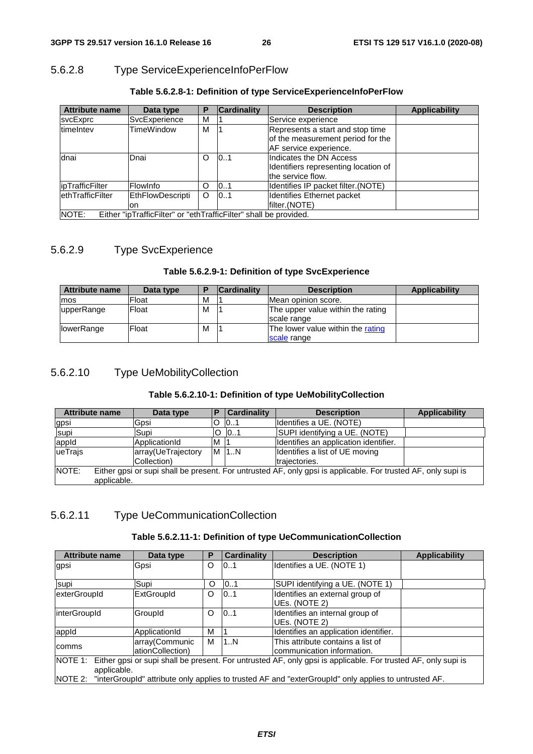### 5.6.2.8 Type ServiceExperienceInfoPerFlow

**Table 5.6.2.8-1: Definition of type ServiceExperienceInfoPerFlow**

| Attribute name | Data type | P | Cardinality | Description | Applicability |
|---|---|---|---|---|---|
| svcExprc | SvcExperience | M | 1 | Service experience | |
| timeIntev | TimeWindow | M | 1 | Represents a start and stop time of the measurement period for the AF service experience. | |
| dnai | Dnai | O | 0..1 | Indicates the DN Access Identifiers representing location of the service flow. | |
| ipTrafficFilter | FlowInfo | O | 0..1 | Identifies IP packet filter.(NOTE) | |
| ethTrafficFilter | EthFlowDescription | O | 0..1 | Identifies Ethernet packet filter.(NOTE) | |
| NOTE: Either "ipTrafficFilter" or "ethTrafficFilter" shall be provided. | | | | | |

### 5.6.2.9 Type SvcExperience

**Table 5.6.2.9-1: Definition of type SvcExperience**

| Attribute name | Data type | P | Cardinality | Description | Applicability |
|---|---|---|---|---|---|
| mos | Float | M | 1 | Mean opinion score. | |
| upperRange | Float | M | 1 | The upper value within the rating scale range | |
| lowerRange | Float | M | 1 | The lower value within the rating scale range | |

### 5.6.2.10 Type UeMobilityCollection

**Table 5.6.2.10-1: Definition of type UeMobilityCollection**

| Attribute name | Data type | P | Cardinality | Description | Applicability |
|---|---|---|---|---|---|
| gpsi | Gpsi | O | 0..1 | Identifies a UE. (NOTE) | |
| supi | Supi | O | 0..1 | SUPI identifying a UE. (NOTE) | |
| appId | ApplicationId | M | 1 | Identifies an application identifier. | |
| ueTrajs | array(UeTrajectoryCollection) | M | 1..N | Identifies a list of UE moving trajectories. | |
| NOTE: Either gpsi or supi shall be present. For untrusted AF, only gpsi is applicable. For trusted AF, only supi is applicable. | | | | | |

### 5.6.2.11 Type UeCommunicationCollection

**Table 5.6.2.11-1: Definition of type UeCommunicationCollection**

| Attribute name | Data type | P | Cardinality | Description | Applicability |
|---|---|---|---|---|---|
| gpsi | Gpsi | O | 0..1 | Identifies a UE. (NOTE 1) | |
| supi | Supi | O | 0..1 | SUPI identifying a UE. (NOTE 1) | |
| exterGroupId | ExtGroupId | O | 0..1 | Identifies an external group of UEs. (NOTE 2) | |
| interGroupId | GroupId | O | 0..1 | Identifies an internal group of UEs. (NOTE 2) | |
| appId | ApplicationId | M | 1 | Identifies an application identifier. | |
| comms | array(CommunicationCollection) | M | 1..N | This attribute contains a list of communication information. | |
| NOTE 1: Either gpsi or supi shall be present. For untrusted AF, only gpsi is applicable. For trusted AF, only supi is applicable.<br>NOTE 2: "interGroupId" attribute only applies to trusted AF and "exterGroupId" only applies to untrusted AF. | | | | | |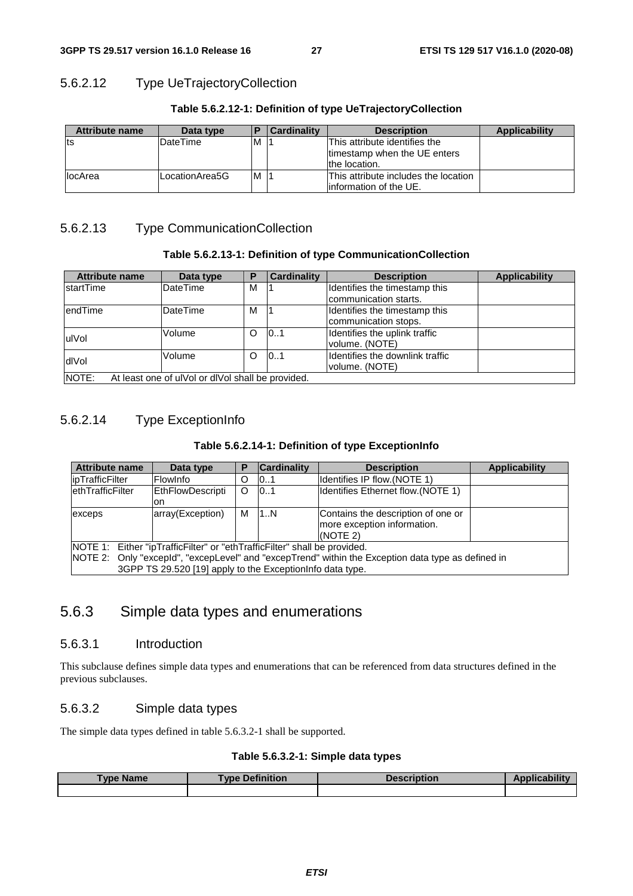### 5.6.2.12 Type UeTrajectoryCollection

**Table 5.6.2.12-1: Definition of type UeTrajectoryCollection**

| Attribute name | Data type | P | Cardinality | Description | Applicability |
|---|---|---|---|---|---|
| ts | DateTime | M | 1 | This attribute identifies the timestamp when the UE enters the location. | |
| locArea | LocationArea5G | M | 1 | This attribute includes the location information of the UE. | |

### 5.6.2.13 Type CommunicationCollection

**Table 5.6.2.13-1: Definition of type CommunicationCollection**

| Attribute name | Data type | P | Cardinality | Description | Applicability |
|---|---|---|---|---|---|
| startTime | DateTime | M | 1 | Identifies the timestamp this communication starts. | |
| endTime | DateTime | M | 1 | Identifies the timestamp this communication stops. | |
| ulVol | Volume | O | 0..1 | Identifies the uplink traffic volume. (NOTE) | |
| dlVol | Volume | O | 0..1 | Identifies the downlink traffic volume. (NOTE) | |
| NOTE: At least one of ulVol or dlVol shall be provided. | | | | | |

### 5.6.2.14 Type ExceptionInfo

**Table 5.6.2.14-1: Definition of type ExceptionInfo**

| Attribute name | Data type | P | Cardinality | Description | Applicability |
|---|---|---|---|---|---|
| ipTrafficFilter | FlowInfo | O | 0..1 | Identifies IP flow.(NOTE 1) | |
| ethTrafficFilter | EthFlowDescription | O | 0..1 | Identifies Ethernet flow.(NOTE 1) | |
| exceps | array(Exception) | M | 1..N | Contains the description of one or more exception information. (NOTE 2) | |
| NOTE 1: Either "ipTrafficFilter" or "ethTrafficFilter" shall be provided.<br>NOTE 2: Only "excepId", "excepLevel" and "excepTrend" within the Exception data type as defined in 3GPP TS 29.520 [19] apply to the ExceptionInfo data type. | | | | | |

## 5.6.3 Simple data types and enumerations

### 5.6.3.1 Introduction

This subclause defines simple data types and enumerations that can be referenced from data structures defined in the previous subclauses.

### 5.6.3.2 Simple data types

The simple data types defined in table 5.6.3.2-1 shall be supported.

**Table 5.6.3.2-1: Simple data types**

| Type Name | Type Definition | Description | Applicability |
|---|---|---|---|
| | | | |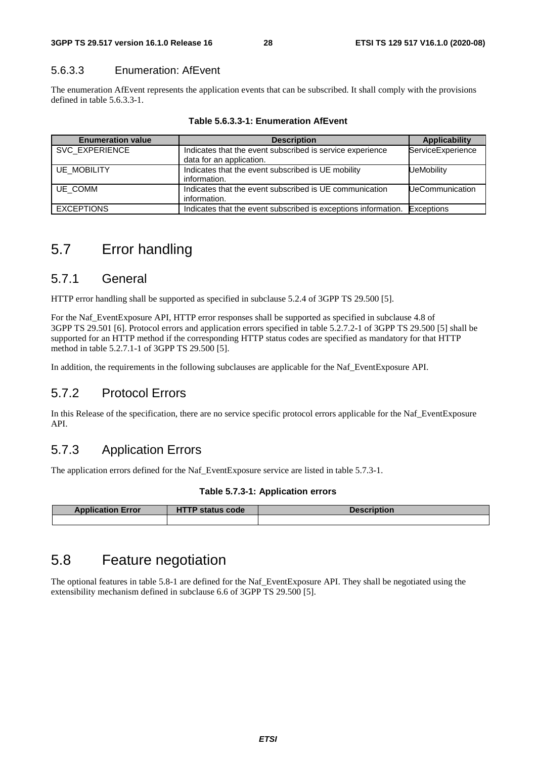#### 5.6.3.3 Enumeration: AfEvent

The enumeration AfEvent represents the application events that can be subscribed. It shall comply with the provisions defined in table 5.6.3.3-1.

**Table 5.6.3.3-1: Enumeration AfEvent**

| Enumeration value | Description | Applicability |
| --- | --- | --- |
| SVC_EXPERIENCE | Indicates that the event subscribed is service experience data for an application. | ServiceExperience |
| UE_MOBILITY | Indicates that the event subscribed is UE mobility information. | UeMobility |
| UE_COMM | Indicates that the event subscribed is UE communication information. | UeCommunication |
| EXCEPTIONS | Indicates that the event subscribed is exceptions information. | Exceptions |

## 5.7 Error handling

### 5.7.1 General

HTTP error handling shall be supported as specified in subclause 5.2.4 of 3GPP TS 29.500 [5].

For the Naf_EventExposure API, HTTP error responses shall be supported as specified in subclause 4.8 of 3GPP TS 29.501 [6]. Protocol errors and application errors specified in table 5.2.7.2-1 of 3GPP TS 29.500 [5] shall be supported for an HTTP method if the corresponding HTTP status codes are specified as mandatory for that HTTP method in table 5.2.7.1-1 of 3GPP TS 29.500 [5].

In addition, the requirements in the following subclauses are applicable for the Naf_EventExposure API.

### 5.7.2 Protocol Errors

In this Release of the specification, there are no service specific protocol errors applicable for the Naf_EventExposure API.

### 5.7.3 Application Errors

The application errors defined for the Naf_EventExposure service are listed in table 5.7.3-1.

**Table 5.7.3-1: Application errors**

| Application Error | HTTP status code | Description |
| --- | --- | --- |
| | | |

## 5.8 Feature negotiation

The optional features in table 5.8-1 are defined for the Naf_EventExposure API. They shall be negotiated using the extensibility mechanism defined in subclause 6.6 of 3GPP TS 29.500 [5].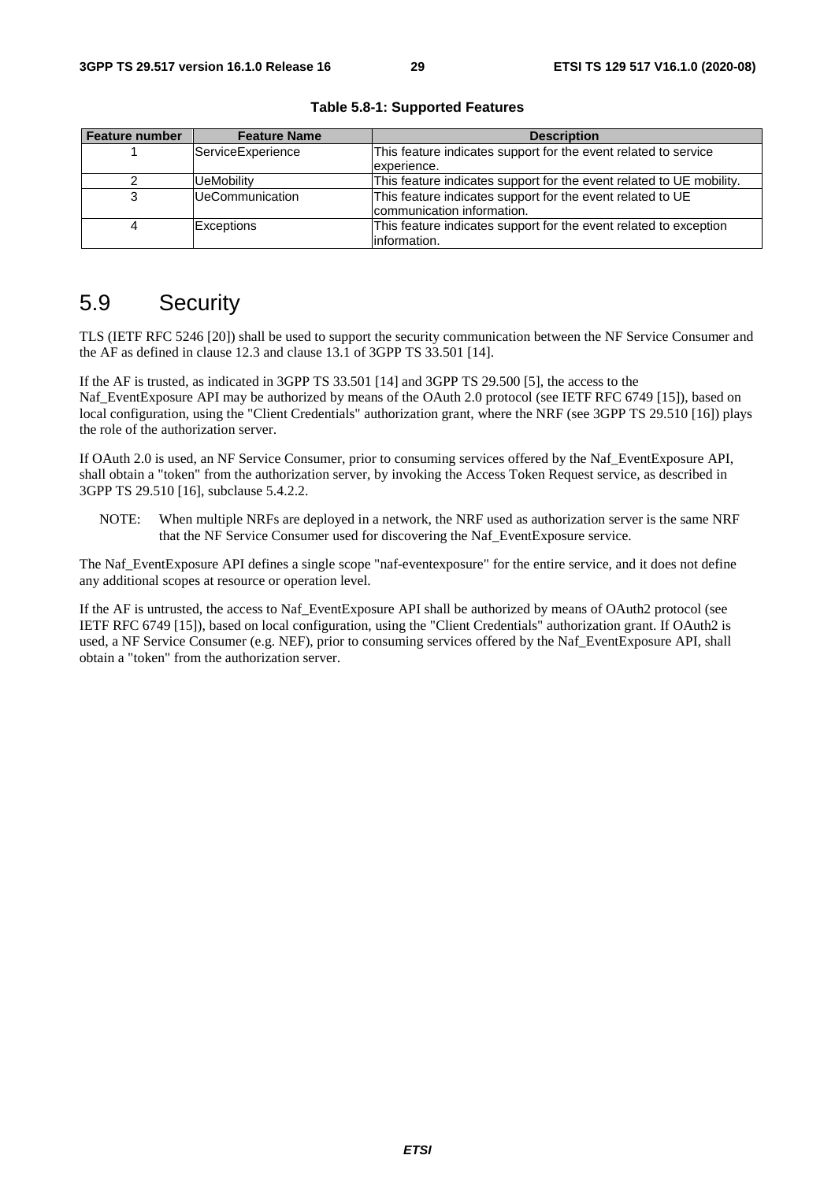**Table 5.8-1: Supported Features**

| Feature number | Feature Name | Description |
|---|---|---|
| 1 | ServiceExperience | This feature indicates support for the event related to service experience. |
| 2 | UeMobility | This feature indicates support for the event related to UE mobility. |
| 3 | UeCommunication | This feature indicates support for the event related to UE communication information. |
| 4 | Exceptions | This feature indicates support for the event related to exception information. |

# 5.9 Security

TLS (IETF RFC 5246 [20]) shall be used to support the security communication between the NF Service Consumer and the AF as defined in clause 12.3 and clause 13.1 of 3GPP TS 33.501 [14].

If the AF is trusted, as indicated in 3GPP TS 33.501 [14] and 3GPP TS 29.500 [5], the access to the Naf_EventExposure API may be authorized by means of the OAuth 2.0 protocol (see IETF RFC 6749 [15]), based on local configuration, using the "Client Credentials" authorization grant, where the NRF (see 3GPP TS 29.510 [16]) plays the role of the authorization server.

If OAuth 2.0 is used, an NF Service Consumer, prior to consuming services offered by the Naf_EventExposure API, shall obtain a "token" from the authorization server, by invoking the Access Token Request service, as described in 3GPP TS 29.510 [16], subclause 5.4.2.2.

NOTE: When multiple NRFs are deployed in a network, the NRF used as authorization server is the same NRF that the NF Service Consumer used for discovering the Naf_EventExposure service.

The Naf_EventExposure API defines a single scope "naf-eventexposure" for the entire service, and it does not define any additional scopes at resource or operation level.

If the AF is untrusted, the access to Naf_EventExposure API shall be authorized by means of OAuth2 protocol (see IETF RFC 6749 [15]), based on local configuration, using the "Client Credentials" authorization grant. If OAuth2 is used, a NF Service Consumer (e.g. NEF), prior to consuming services offered by the Naf_EventExposure API, shall obtain a "token" from the authorization server.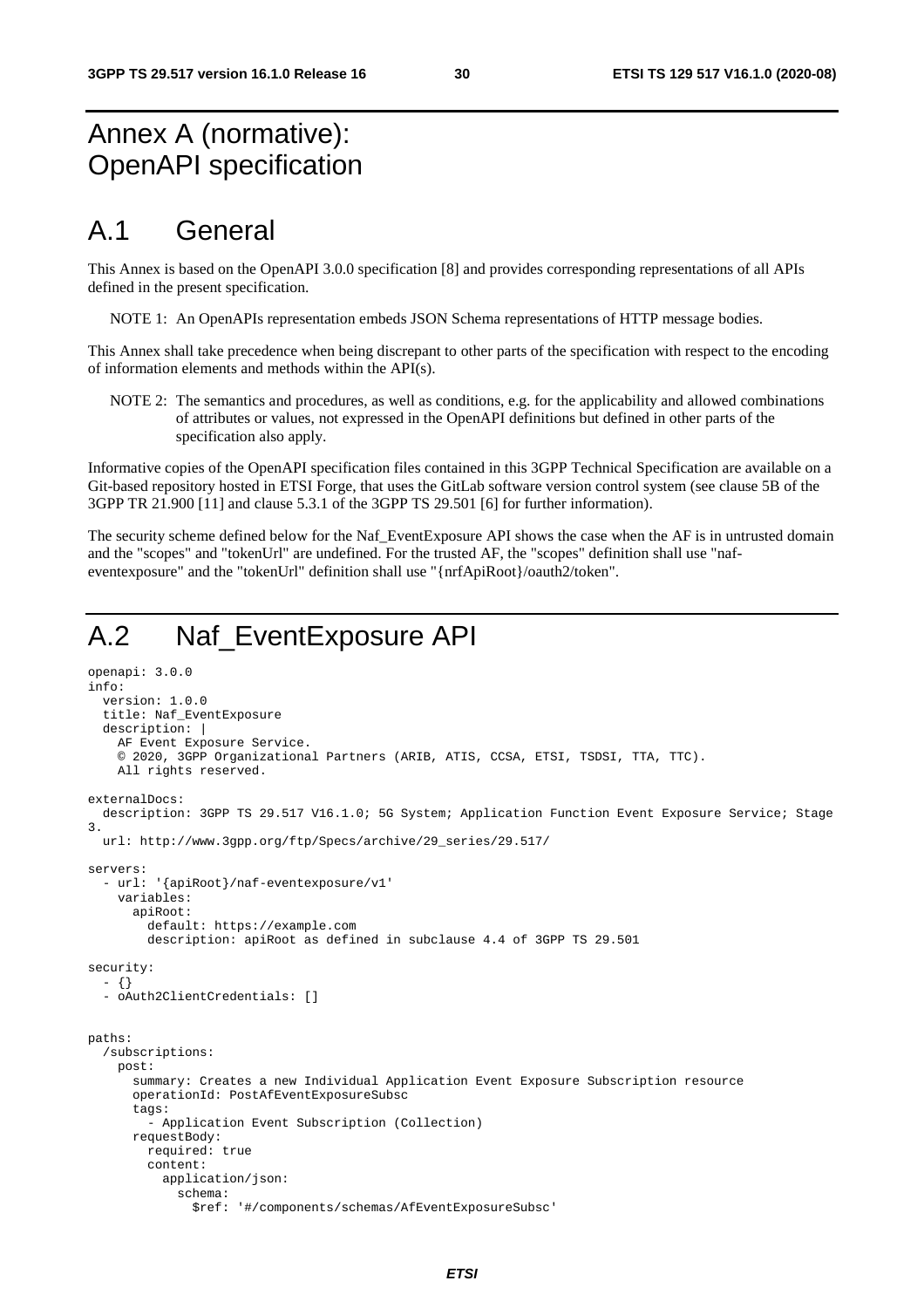# Annex A (normative): OpenAPI specification

## A.1 General

This Annex is based on the OpenAPI 3.0.0 specification [8] and provides corresponding representations of all APIs defined in the present specification.

NOTE 1: An OpenAPIs representation embeds JSON Schema representations of HTTP message bodies.

This Annex shall take precedence when being discrepant to other parts of the specification with respect to the encoding of information elements and methods within the API(s).

NOTE 2: The semantics and procedures, as well as conditions, e.g. for the applicability and allowed combinations of attributes or values, not expressed in the OpenAPI definitions but defined in other parts of the specification also apply.

Informative copies of the OpenAPI specification files contained in this 3GPP Technical Specification are available on a Git-based repository hosted in ETSI Forge, that uses the GitLab software version control system (see clause 5B of the 3GPP TR 21.900 [11] and clause 5.3.1 of the 3GPP TS 29.501 [6] for further information).

The security scheme defined below for the Naf_EventExposure API shows the case when the AF is in untrusted domain and the "scopes" and "tokenUrl" are undefined. For the trusted AF, the "scopes" definition shall use "naf-eventexposure" and the "tokenUrl" definition shall use "{nrfApiRoot}/oauth2/token".

## A.2 Naf_EventExposure API

```
openapi: 3.0.0
info:
  version: 1.0.0
  title: Naf_EventExposure
  description: |
    AF Event Exposure Service.
    © 2020, 3GPP Organizational Partners (ARIB, ATIS, CCSA, ETSI, TSDSI, TTA, TTC).
    All rights reserved.

externalDocs:
  description: 3GPP TS 29.517 V16.1.0; 5G System; Application Function Event Exposure Service; Stage 3.
  url: http://www.3gpp.org/ftp/Specs/archive/29_series/29.517/

servers:
  - url: '{apiRoot}/naf-eventexposure/v1'
    variables:
      apiRoot:
        default: https://example.com
        description: apiRoot as defined in subclause 4.4 of 3GPP TS 29.501

security:
  - {}
  - oAuth2ClientCredentials: []


paths:
  /subscriptions:
    post:
      summary: Creates a new Individual Application Event Exposure Subscription resource
      operationId: PostAfEventExposureSubsc
      tags:
        - Application Event Subscription (Collection)
      requestBody:
        required: true
        content:
          application/json:
            schema:
              $ref: '#/components/schemas/AfEventExposureSubsc'
```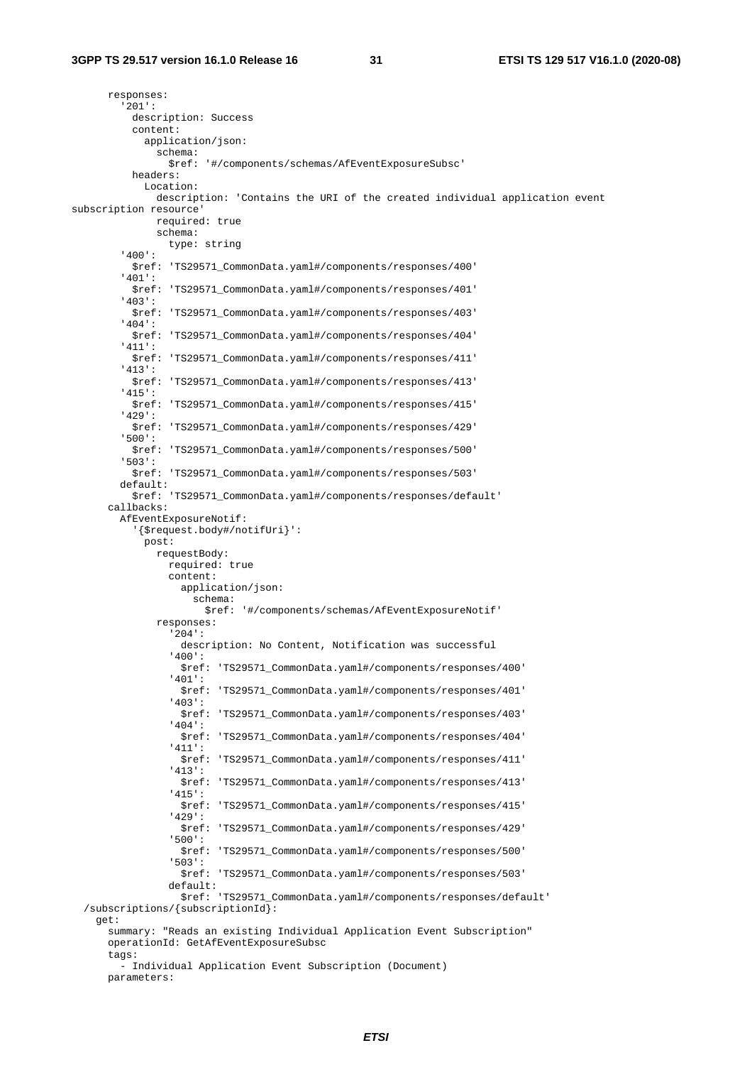```
      responses:
        '201':
          description: Success
          content:
            application/json:
              schema:
                $ref: '#/components/schemas/AfEventExposureSubsc'
          headers:
            Location:
              description: 'Contains the URI of the created individual application event
subscription resource'
              required: true
              schema:
                type: string
        '400':
          $ref: 'TS29571_CommonData.yaml#/components/responses/400'
        '401':
          $ref: 'TS29571_CommonData.yaml#/components/responses/401'
        '403':
          $ref: 'TS29571_CommonData.yaml#/components/responses/403'
        '404':
          $ref: 'TS29571_CommonData.yaml#/components/responses/404'
        '411':
          $ref: 'TS29571_CommonData.yaml#/components/responses/411'
        '413':
          $ref: 'TS29571_CommonData.yaml#/components/responses/413'
        '415':
          $ref: 'TS29571_CommonData.yaml#/components/responses/415'
        '429':
          $ref: 'TS29571_CommonData.yaml#/components/responses/429'
        '500':
          $ref: 'TS29571_CommonData.yaml#/components/responses/500'
        '503':
          $ref: 'TS29571_CommonData.yaml#/components/responses/503'
        default:
          $ref: 'TS29571_CommonData.yaml#/components/responses/default'
      callbacks:
        AfEventExposureNotif:
          '{$request.body#/notifUri}':
            post:
              requestBody:
                required: true
                content:
                  application/json:
                    schema:
                      $ref: '#/components/schemas/AfEventExposureNotif'
              responses:
                '204':
                  description: No Content, Notification was successful
                '400':
                  $ref: 'TS29571_CommonData.yaml#/components/responses/400'
                '401':
                  $ref: 'TS29571_CommonData.yaml#/components/responses/401'
                '403':
                  $ref: 'TS29571_CommonData.yaml#/components/responses/403'
                '404':
                  $ref: 'TS29571_CommonData.yaml#/components/responses/404'
                '411':
                  $ref: 'TS29571_CommonData.yaml#/components/responses/411'
                '413':
                  $ref: 'TS29571_CommonData.yaml#/components/responses/413'
                '415':
                  $ref: 'TS29571_CommonData.yaml#/components/responses/415'
                '429':
                  $ref: 'TS29571_CommonData.yaml#/components/responses/429'
                '500':
                  $ref: 'TS29571_CommonData.yaml#/components/responses/500'
                '503':
                  $ref: 'TS29571_CommonData.yaml#/components/responses/503'
                default:
                  $ref: 'TS29571_CommonData.yaml#/components/responses/default'
  /subscriptions/{subscriptionId}:
    get:
      summary: "Reads an existing Individual Application Event Subscription"
      operationId: GetAfEventExposureSubsc
      tags:
        - Individual Application Event Subscription (Document)
      parameters:
```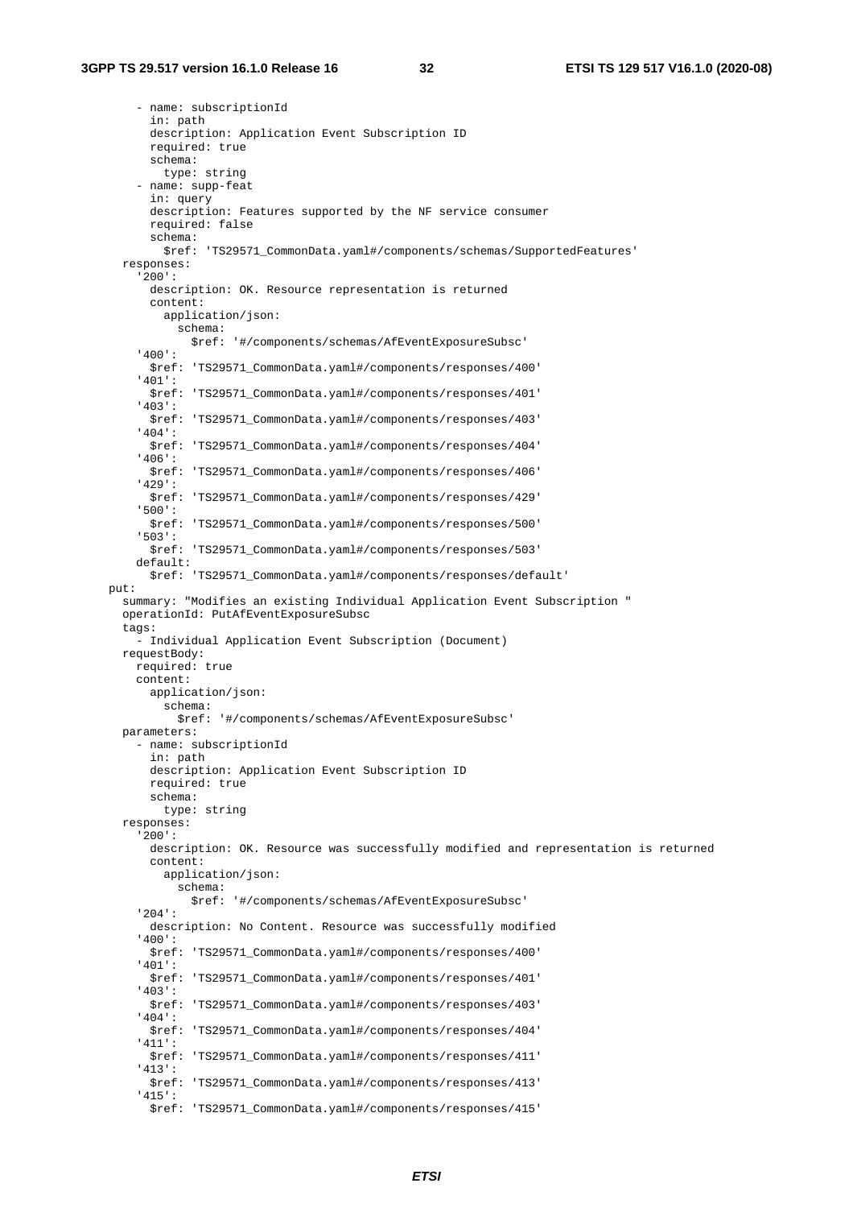```
        - name: subscriptionId
          in: path
          description: Application Event Subscription ID
          required: true
          schema:
            type: string
        - name: supp-feat
          in: query
          description: Features supported by the NF service consumer
          required: false
          schema:
            $ref: 'TS29571_CommonData.yaml#/components/schemas/SupportedFeatures'
      responses:
        '200':
          description: OK. Resource representation is returned
          content:
            application/json:
              schema:
                $ref: '#/components/schemas/AfEventExposureSubsc'
        '400':
          $ref: 'TS29571_CommonData.yaml#/components/responses/400'
        '401':
          $ref: 'TS29571_CommonData.yaml#/components/responses/401'
        '403':
          $ref: 'TS29571_CommonData.yaml#/components/responses/403'
        '404':
          $ref: 'TS29571_CommonData.yaml#/components/responses/404'
        '406':
          $ref: 'TS29571_CommonData.yaml#/components/responses/406'
        '429':
          $ref: 'TS29571_CommonData.yaml#/components/responses/429'
        '500':
          $ref: 'TS29571_CommonData.yaml#/components/responses/500'
        '503':
          $ref: 'TS29571_CommonData.yaml#/components/responses/503'
        default:
          $ref: 'TS29571_CommonData.yaml#/components/responses/default'
    put:
      summary: "Modifies an existing Individual Application Event Subscription "
      operationId: PutAfEventExposureSubsc
      tags:
        - Individual Application Event Subscription (Document)
      requestBody:
        required: true
        content:
          application/json:
            schema:
              $ref: '#/components/schemas/AfEventExposureSubsc'
      parameters:
        - name: subscriptionId
          in: path
          description: Application Event Subscription ID
          required: true
          schema:
            type: string
      responses:
        '200':
          description: OK. Resource was successfully modified and representation is returned
          content:
            application/json:
              schema:
                $ref: '#/components/schemas/AfEventExposureSubsc'
        '204':
          description: No Content. Resource was successfully modified
        '400':
          $ref: 'TS29571_CommonData.yaml#/components/responses/400'
        '401':
          $ref: 'TS29571_CommonData.yaml#/components/responses/401'
        '403':
          $ref: 'TS29571_CommonData.yaml#/components/responses/403'
        '404':
          $ref: 'TS29571_CommonData.yaml#/components/responses/404'
        '411':
          $ref: 'TS29571_CommonData.yaml#/components/responses/411'
        '413':
          $ref: 'TS29571_CommonData.yaml#/components/responses/413'
        '415':
          $ref: 'TS29571_CommonData.yaml#/components/responses/415'
```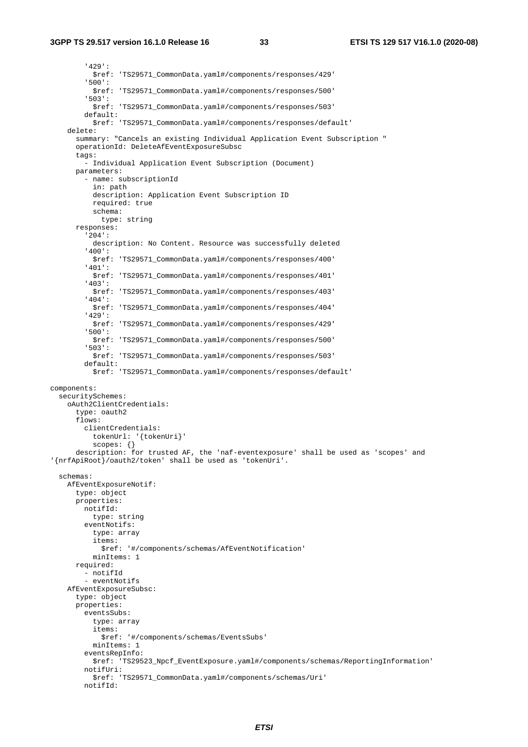```
        '429':
          $ref: 'TS29571_CommonData.yaml#/components/responses/429'
        '500':
          $ref: 'TS29571_CommonData.yaml#/components/responses/500'
        '503':
          $ref: 'TS29571_CommonData.yaml#/components/responses/503'
        default:
          $ref: 'TS29571_CommonData.yaml#/components/responses/default'
    delete:
      summary: "Cancels an existing Individual Application Event Subscription "
      operationId: DeleteAfEventExposureSubsc
      tags:
        - Individual Application Event Subscription (Document)
      parameters:
        - name: subscriptionId
          in: path
          description: Application Event Subscription ID
          required: true
          schema:
            type: string
      responses:
        '204':
          description: No Content. Resource was successfully deleted
        '400':
          $ref: 'TS29571_CommonData.yaml#/components/responses/400'
        '401':
          $ref: 'TS29571_CommonData.yaml#/components/responses/401'
        '403':
          $ref: 'TS29571_CommonData.yaml#/components/responses/403'
        '404':
          $ref: 'TS29571_CommonData.yaml#/components/responses/404'
        '429':
          $ref: 'TS29571_CommonData.yaml#/components/responses/429'
        '500':
          $ref: 'TS29571_CommonData.yaml#/components/responses/500'
        '503':
          $ref: 'TS29571_CommonData.yaml#/components/responses/503'
        default:
          $ref: 'TS29571_CommonData.yaml#/components/responses/default'

components:
  securitySchemes:
    oAuth2ClientCredentials:
      type: oauth2
      flows:
        clientCredentials:
          tokenUrl: '{tokenUri}'
          scopes: {}
      description: for trusted AF, the 'naf-eventexposure' shall be used as 'scopes' and
'{nrfApiRoot}/oauth2/token' shall be used as 'tokenUri'.

  schemas:
    AfEventExposureNotif:
      type: object
      properties:
        notifId:
          type: string
        eventNotifs:
          type: array
          items:
            $ref: '#/components/schemas/AfEventNotification'
          minItems: 1
      required:
        - notifId
        - eventNotifs
    AfEventExposureSubsc:
      type: object
      properties:
        eventsSubs:
          type: array
          items:
            $ref: '#/components/schemas/EventsSubs'
          minItems: 1
        eventsRepInfo:
          $ref: 'TS29523_Npcf_EventExposure.yaml#/components/schemas/ReportingInformation'
        notifUri:
          $ref: 'TS29571_CommonData.yaml#/components/schemas/Uri'
        notifId:
```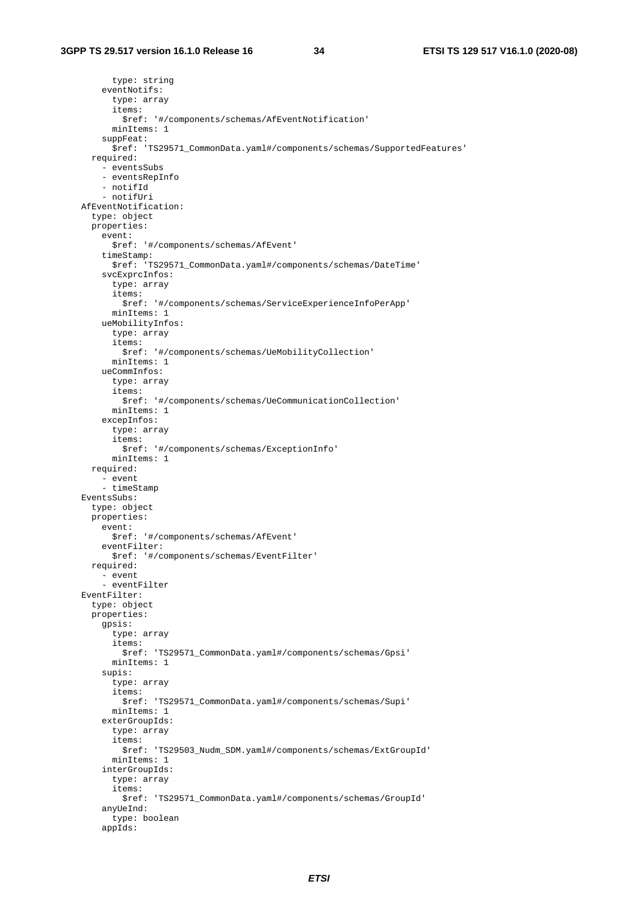```
          type: string
        eventNotifs:
          type: array
          items:
            $ref: '#/components/schemas/AfEventNotification'
          minItems: 1
        suppFeat:
          $ref: 'TS29571_CommonData.yaml#/components/schemas/SupportedFeatures'
      required:
        - eventsSubs
        - eventsRepInfo
        - notifId
        - notifUri
    AfEventNotification:
      type: object
      properties:
        event:
          $ref: '#/components/schemas/AfEvent'
        timeStamp:
          $ref: 'TS29571_CommonData.yaml#/components/schemas/DateTime'
        svcExprcInfos:
          type: array
          items:
            $ref: '#/components/schemas/ServiceExperienceInfoPerApp'
          minItems: 1
        ueMobilityInfos:
          type: array
          items:
            $ref: '#/components/schemas/UeMobilityCollection'
          minItems: 1
        ueCommInfos:
          type: array
          items:
            $ref: '#/components/schemas/UeCommunicationCollection'
          minItems: 1
        excepInfos:
          type: array
          items:
            $ref: '#/components/schemas/ExceptionInfo'
          minItems: 1
      required:
        - event
        - timeStamp
    EventsSubs:
      type: object
      properties:
        event:
          $ref: '#/components/schemas/AfEvent'
        eventFilter:
          $ref: '#/components/schemas/EventFilter'
      required:
        - event
        - eventFilter
    EventFilter:
      type: object
      properties:
        gpsis:
          type: array
          items:
            $ref: 'TS29571_CommonData.yaml#/components/schemas/Gpsi'
          minItems: 1
        supis:
          type: array
          items:
            $ref: 'TS29571_CommonData.yaml#/components/schemas/Supi'
          minItems: 1
        exterGroupIds:
          type: array
          items:
            $ref: 'TS29503_Nudm_SDM.yaml#/components/schemas/ExtGroupId'
          minItems: 1
        interGroupIds:
          type: array
          items:
            $ref: 'TS29571_CommonData.yaml#/components/schemas/GroupId'
        anyUeInd:
          type: boolean
        appIds:
```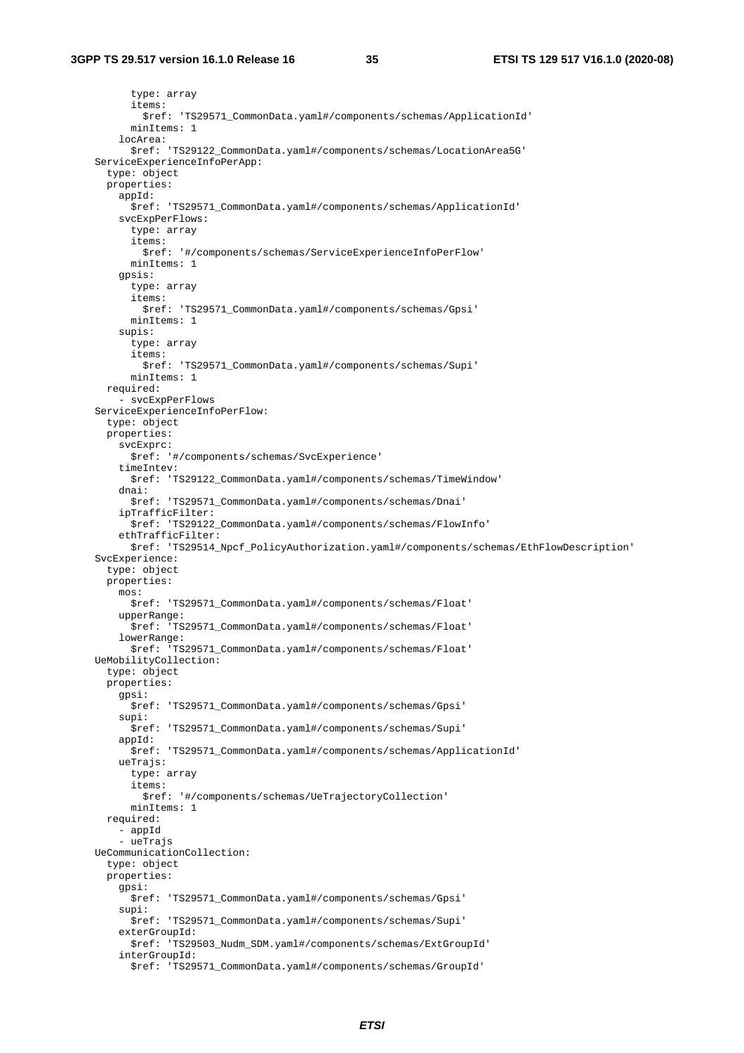```
          type: array
          items:
            $ref: 'TS29571_CommonData.yaml#/components/schemas/ApplicationId'
          minItems: 1
        locArea:
          $ref: 'TS29122_CommonData.yaml#/components/schemas/LocationArea5G'
    ServiceExperienceInfoPerApp:
      type: object
      properties:
        appId:
          $ref: 'TS29571_CommonData.yaml#/components/schemas/ApplicationId'
        svcExpPerFlows:
          type: array
          items:
            $ref: '#/components/schemas/ServiceExperienceInfoPerFlow'
          minItems: 1
        gpsis:
          type: array
          items:
            $ref: 'TS29571_CommonData.yaml#/components/schemas/Gpsi'
          minItems: 1
        supis:
          type: array
          items:
            $ref: 'TS29571_CommonData.yaml#/components/schemas/Supi'
          minItems: 1
      required:
        - svcExpPerFlows
    ServiceExperienceInfoPerFlow:
      type: object
      properties:
        svcExprc:
          $ref: '#/components/schemas/SvcExperience'
        timeIntev:
          $ref: 'TS29122_CommonData.yaml#/components/schemas/TimeWindow'
        dnai:
          $ref: 'TS29571_CommonData.yaml#/components/schemas/Dnai'
        ipTrafficFilter:
          $ref: 'TS29122_CommonData.yaml#/components/schemas/FlowInfo'
        ethTrafficFilter:
          $ref: 'TS29514_Npcf_PolicyAuthorization.yaml#/components/schemas/EthFlowDescription'
    SvcExperience:
      type: object
      properties:
        mos:
          $ref: 'TS29571_CommonData.yaml#/components/schemas/Float'
        upperRange:
          $ref: 'TS29571_CommonData.yaml#/components/schemas/Float'
        lowerRange:
          $ref: 'TS29571_CommonData.yaml#/components/schemas/Float'
    UeMobilityCollection:
      type: object
      properties:
        gpsi:
          $ref: 'TS29571_CommonData.yaml#/components/schemas/Gpsi'
        supi:
          $ref: 'TS29571_CommonData.yaml#/components/schemas/Supi'
        appId:
          $ref: 'TS29571_CommonData.yaml#/components/schemas/ApplicationId'
        ueTrajs:
          type: array
          items:
            $ref: '#/components/schemas/UeTrajectoryCollection'
          minItems: 1
      required:
        - appId
        - ueTrajs
    UeCommunicationCollection:
      type: object
      properties:
        gpsi:
          $ref: 'TS29571_CommonData.yaml#/components/schemas/Gpsi'
        supi:
          $ref: 'TS29571_CommonData.yaml#/components/schemas/Supi'
        exterGroupId:
          $ref: 'TS29503_Nudm_SDM.yaml#/components/schemas/ExtGroupId'
        interGroupId:
          $ref: 'TS29571_CommonData.yaml#/components/schemas/GroupId'
```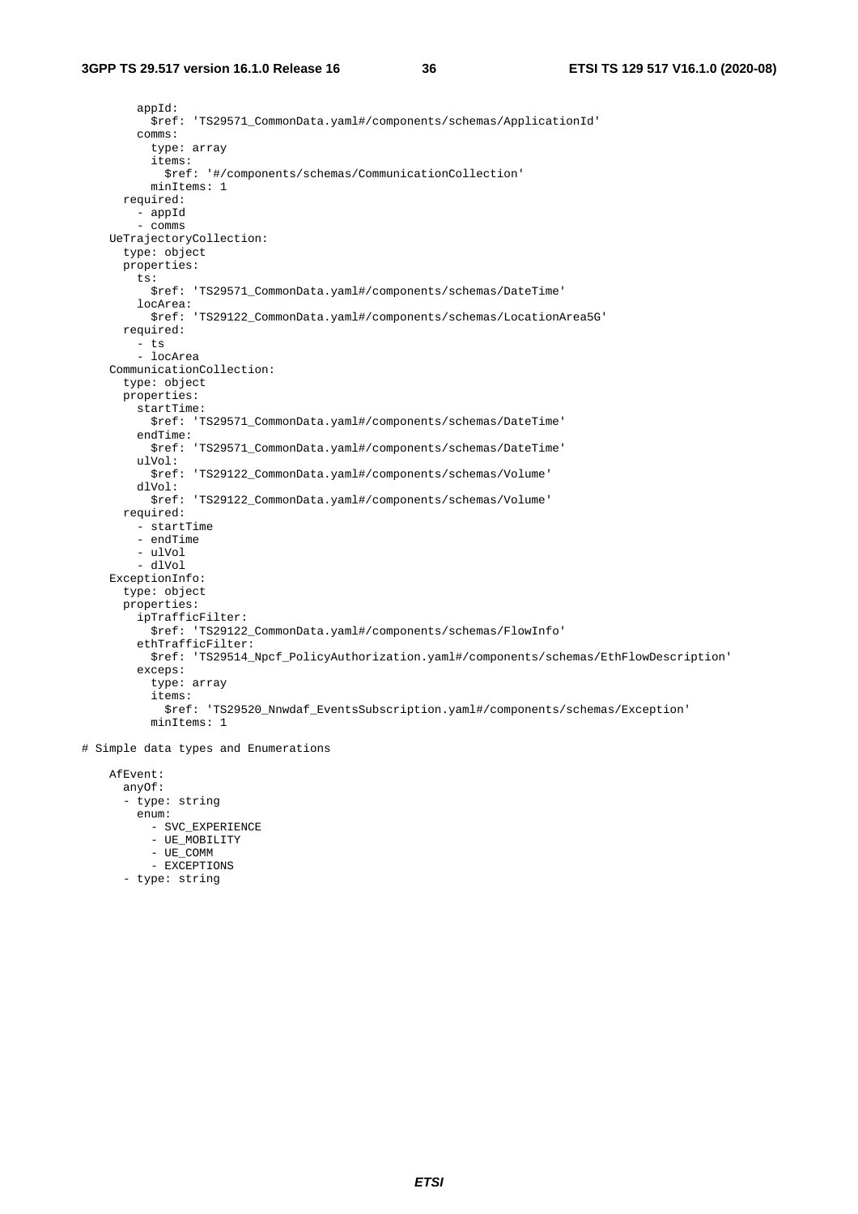```
        appId:
          $ref: 'TS29571_CommonData.yaml#/components/schemas/ApplicationId'
        comms:
          type: array
          items:
            $ref: '#/components/schemas/CommunicationCollection'
          minItems: 1
      required:
        - appId
        - comms
    UeTrajectoryCollection:
      type: object
      properties:
        ts:
          $ref: 'TS29571_CommonData.yaml#/components/schemas/DateTime'
        locArea:
          $ref: 'TS29122_CommonData.yaml#/components/schemas/LocationArea5G'
      required:
        - ts
        - locArea
    CommunicationCollection:
      type: object
      properties:
        startTime:
          $ref: 'TS29571_CommonData.yaml#/components/schemas/DateTime'
        endTime:
          $ref: 'TS29571_CommonData.yaml#/components/schemas/DateTime'
        ulVol:
          $ref: 'TS29122_CommonData.yaml#/components/schemas/Volume'
        dlVol:
          $ref: 'TS29122_CommonData.yaml#/components/schemas/Volume'
      required:
        - startTime
        - endTime
        - ulVol
        - dlVol
    ExceptionInfo:
      type: object
      properties:
        ipTrafficFilter:
          $ref: 'TS29122_CommonData.yaml#/components/schemas/FlowInfo'
        ethTrafficFilter:
          $ref: 'TS29514_Npcf_PolicyAuthorization.yaml#/components/schemas/EthFlowDescription'
        exceps:
          type: array
          items:
            $ref: 'TS29520_Nnwdaf_EventsSubscription.yaml#/components/schemas/Exception'
          minItems: 1

# Simple data types and Enumerations

    AfEvent:
      anyOf:
      - type: string
        enum:
          - SVC_EXPERIENCE
          - UE_MOBILITY
          - UE_COMM
          - EXCEPTIONS
      - type: string
```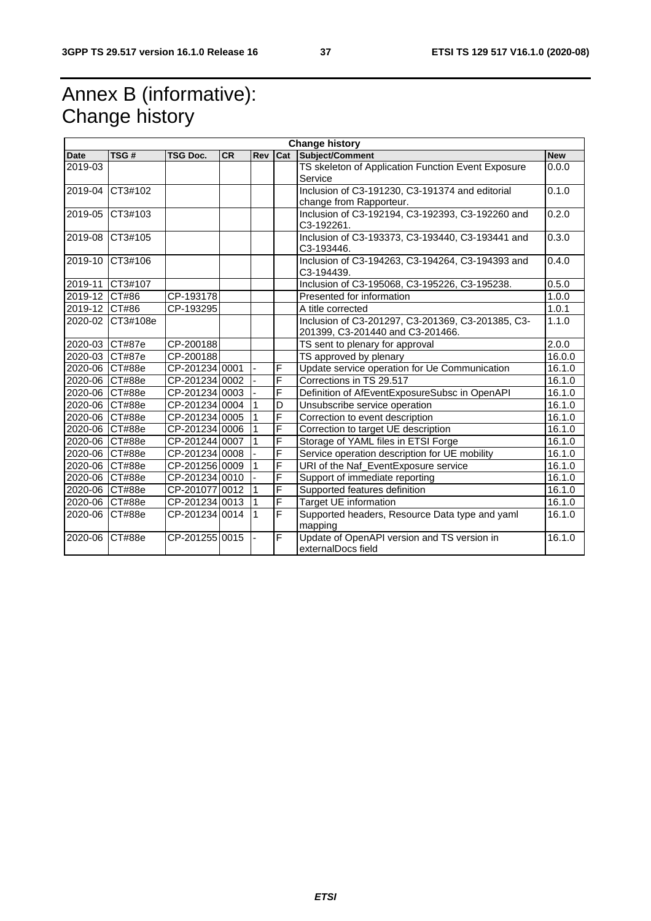# Annex B (informative): Change history

| Change history | | | | | | | |
|---|---|---|---|---|---|---|---|
| **Date** | **TSG #** | **TSG Doc.** | **CR** | **Rev** | **Cat** | **Subject/Comment** | **New** |
| 2019-03 | | | | | | TS skeleton of Application Function Event Exposure Service | 0.0.0 |
| 2019-04 | CT3#102 | | | | | Inclusion of C3-191230, C3-191374 and editorial change from Rapporteur. | 0.1.0 |
| 2019-05 | CT3#103 | | | | | Inclusion of C3-192194, C3-192393, C3-192260 and C3-192261. | 0.2.0 |
| 2019-08 | CT3#105 | | | | | Inclusion of C3-193373, C3-193440, C3-193441 and C3-193446. | 0.3.0 |
| 2019-10 | CT3#106 | | | | | Inclusion of C3-194263, C3-194264, C3-194393 and C3-194439. | 0.4.0 |
| 2019-11 | CT3#107 | | | | | Inclusion of C3-195068, C3-195226, C3-195238. | 0.5.0 |
| 2019-12 | CT#86 | CP-193178 | | | | Presented for information | 1.0.0 |
| 2019-12 | CT#86 | CP-193295 | | | | A title corrected | 1.0.1 |
| 2020-02 | CT3#108e | | | | | Inclusion of C3-201297, C3-201369, C3-201385, C3-201399, C3-201440 and C3-201466. | 1.1.0 |
| 2020-03 | CT#87e | CP-200188 | | | | TS sent to plenary for approval | 2.0.0 |
| 2020-03 | CT#87e | CP-200188 | | | | TS approved by plenary | 16.0.0 |
| 2020-06 | CT#88e | CP-201234 | 0001 | - | F | Update service operation for Ue Communication | 16.1.0 |
| 2020-06 | CT#88e | CP-201234 | 0002 | - | F | Corrections in TS 29.517 | 16.1.0 |
| 2020-06 | CT#88e | CP-201234 | 0003 | - | F | Definition of AfEventExposureSubsc in OpenAPI | 16.1.0 |
| 2020-06 | CT#88e | CP-201234 | 0004 | 1 | D | Unsubscribe service operation | 16.1.0 |
| 2020-06 | CT#88e | CP-201234 | 0005 | 1 | F | Correction to event description | 16.1.0 |
| 2020-06 | CT#88e | CP-201234 | 0006 | 1 | F | Correction to target UE description | 16.1.0 |
| 2020-06 | CT#88e | CP-201244 | 0007 | 1 | F | Storage of YAML files in ETSI Forge | 16.1.0 |
| 2020-06 | CT#88e | CP-201234 | 0008 | - | F | Service operation description for UE mobility | 16.1.0 |
| 2020-06 | CT#88e | CP-201256 | 0009 | 1 | F | URI of the Naf_EventExposure service | 16.1.0 |
| 2020-06 | CT#88e | CP-201234 | 0010 | - | F | Support of immediate reporting | 16.1.0 |
| 2020-06 | CT#88e | CP-201077 | 0012 | 1 | F | Supported features definition | 16.1.0 |
| 2020-06 | CT#88e | CP-201234 | 0013 | 1 | F | Target UE information | 16.1.0 |
| 2020-06 | CT#88e | CP-201234 | 0014 | 1 | F | Supported headers, Resource Data type and yaml mapping | 16.1.0 |
| 2020-06 | CT#88e | CP-201255 | 0015 | - | F | Update of OpenAPI version and TS version in externalDocs field | 16.1.0 |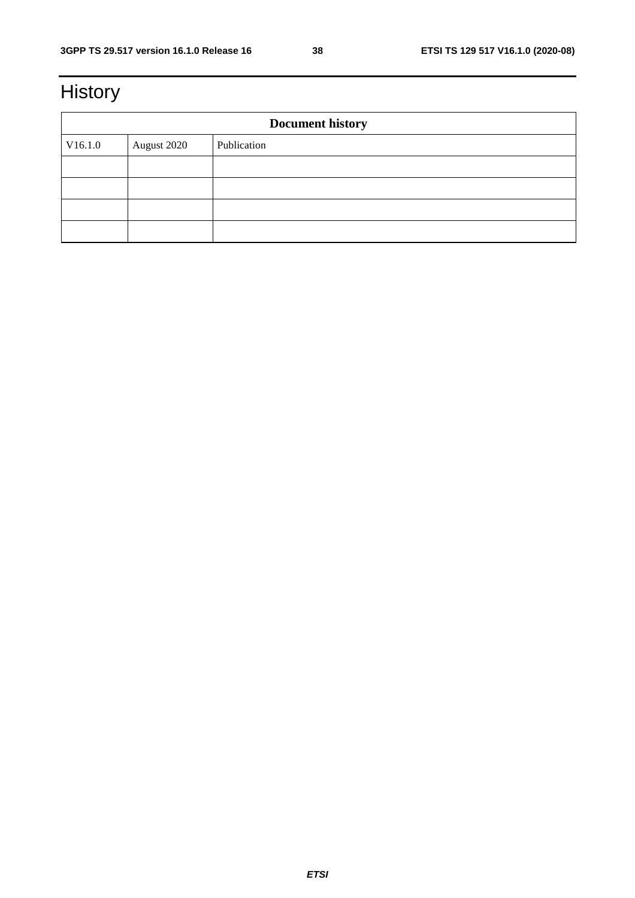# History

| Document history | | |
|---|---|---|
| V16.1.0 | August 2020 | Publication |
| | | |
| | | |
| | | |
| | | |